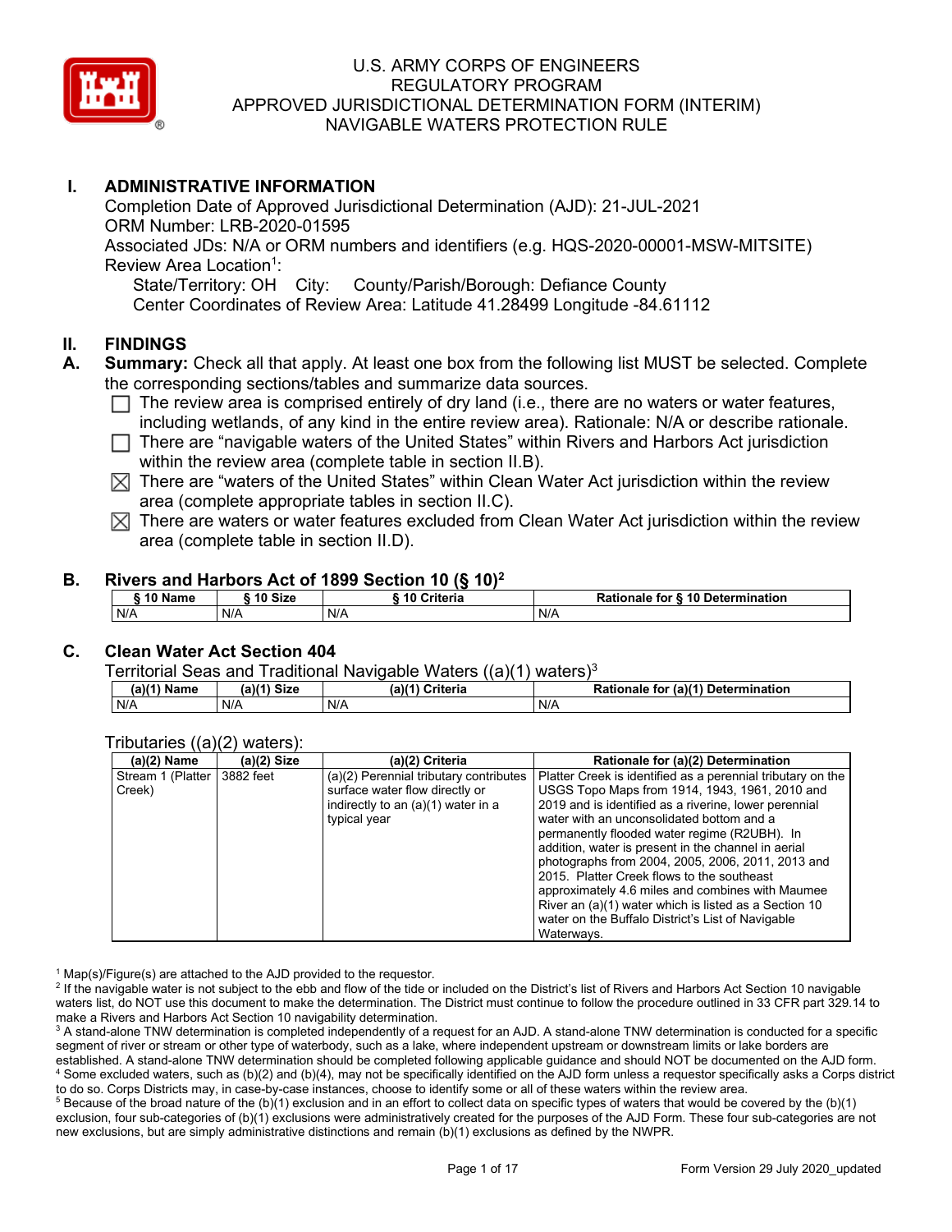U.S. ARMY CORPS OF ENGINEERS
REGULATORY PROGRAM
APPROVED JURISDICTIONAL DETERMINATION FORM (INTERIM)
NAVIGABLE WATERS PROTECTION RULE

## I. ADMINISTRATIVE INFORMATION

Completion Date of Approved Jurisdictional Determination (AJD): 21-JUL-2021
ORM Number: LRB-2020-01595
Associated JDs: N/A or ORM numbers and identifiers (e.g. HQS-2020-00001-MSW-MITSITE)
Review Area Location[1]:
State/Territory: OH City: County/Parish/Borough: Defiance County
Center Coordinates of Review Area: Latitude 41.28499 Longitude -84.61112

## II. FINDINGS

**A. Summary:** Check all that apply. At least one box from the following list MUST be selected. Complete the corresponding sections/tables and summarize data sources.

- ☐ The review area is comprised entirely of dry land (i.e., there are no waters or water features, including wetlands, of any kind in the entire review area). Rationale: N/A or describe rationale.
- ☐ There are "navigable waters of the United States" within Rivers and Harbors Act jurisdiction within the review area (complete table in section II.B).
- ☒ There are "waters of the United States" within Clean Water Act jurisdiction within the review area (complete appropriate tables in section II.C).
- ☒ There are waters or water features excluded from Clean Water Act jurisdiction within the review area (complete table in section II.D).

### B. Rivers and Harbors Act of 1899 Section 10 (§ 10)[2]

| § 10 Name | § 10 Size | § 10 Criteria | Rationale for § 10 Determination |
|---|---|---|---|
| N/A | N/A | N/A | N/A |

### C. Clean Water Act Section 404

Territorial Seas and Traditional Navigable Waters ((a)(1) waters)[3]

| (a)(1) Name | (a)(1) Size | (a)(1) Criteria | Rationale for (a)(1) Determination |
|---|---|---|---|
| N/A | N/A | N/A | N/A |

Tributaries ((a)(2) waters):

| (a)(2) Name | (a)(2) Size | (a)(2) Criteria | Rationale for (a)(2) Determination |
|---|---|---|---|
| Stream 1 (Platter Creek) | 3882 feet | (a)(2) Perennial tributary contributes surface water flow directly or indirectly to an (a)(1) water in a typical year | Platter Creek is identified as a perennial tributary on the USGS Topo Maps from 1914, 1943, 1961, 2010 and 2019 and is identified as a riverine, lower perennial water with an unconsolidated bottom and a permanently flooded water regime (R2UBH). In addition, water is present in the channel in aerial photographs from 2004, 2005, 2006, 2011, 2013 and 2015. Platter Creek flows to the southeast approximately 4.6 miles and combines with Maumee River an (a)(1) water which is listed as a Section 10 water on the Buffalo District's List of Navigable Waterways. |

[1] Map(s)/Figure(s) are attached to the AJD provided to the requestor.
[2] If the navigable water is not subject to the ebb and flow of the tide or included on the District's list of Rivers and Harbors Act Section 10 navigable waters list, do NOT use this document to make the determination. The District must continue to follow the procedure outlined in 33 CFR part 329.14 to make a Rivers and Harbors Act Section 10 navigability determination.
[3] A stand-alone TNW determination is completed independently of a request for an AJD. A stand-alone TNW determination is conducted for a specific segment of river or stream or other type of waterbody, such as a lake, where independent upstream or downstream limits or lake borders are established. A stand-alone TNW determination should be completed following applicable guidance and should NOT be documented on the AJD form.
[4] Some excluded waters, such as (b)(2) and (b)(4), may not be specifically identified on the AJD form unless a requestor specifically asks a Corps district to do so. Corps Districts may, in case-by-case instances, choose to identify some or all of these waters within the review area.
[5] Because of the broad nature of the (b)(1) exclusion and in an effort to collect data on specific types of waters that would be covered by the (b)(1) exclusion, four sub-categories of (b)(1) exclusions were administratively created for the purposes of the AJD Form. These four sub-categories are not new exclusions, but are simply administrative distinctions and remain (b)(1) exclusions as defined by the NWPR.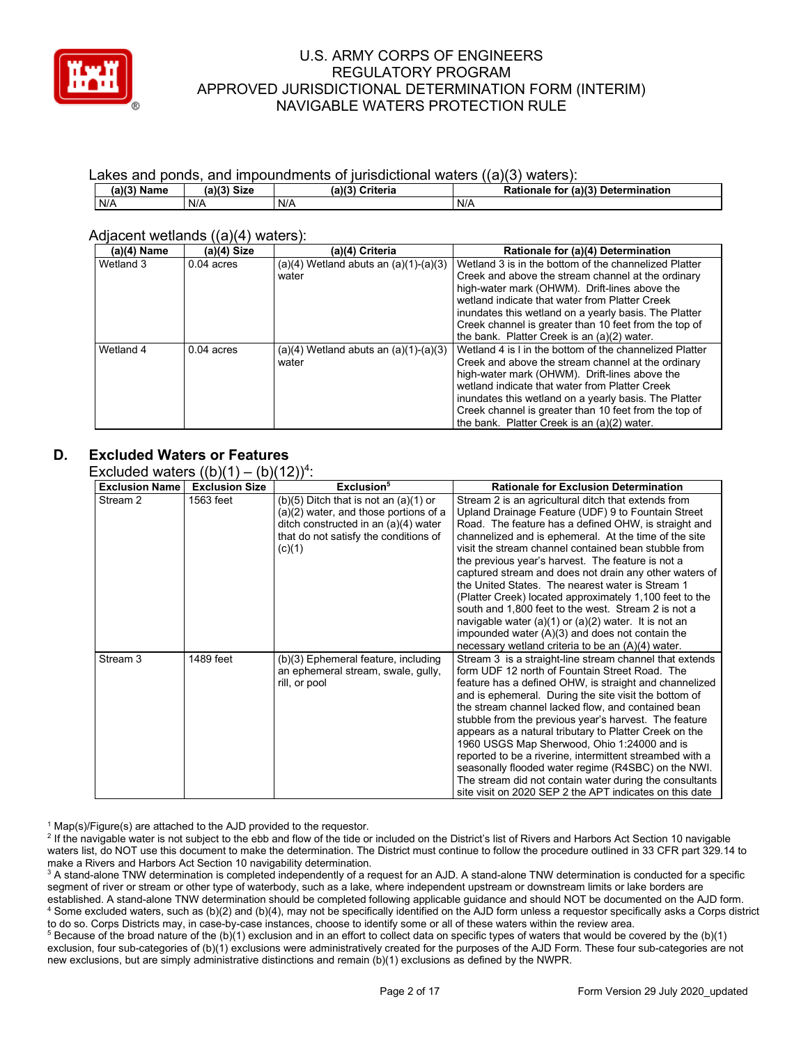Lakes and ponds, and impoundments of jurisdictional waters ((a)(3) waters):

| (a)(3) Name | (a)(3) Size | (a)(3) Criteria | Rationale for (a)(3) Determination |
|---|---|---|---|
| N/A | N/A | N/A | N/A |

Adjacent wetlands ((a)(4) waters):

| (a)(4) Name | (a)(4) Size | (a)(4) Criteria | Rationale for (a)(4) Determination |
|---|---|---|---|
| Wetland 3 | 0.04 acres | (a)(4) Wetland abuts an (a)(1)-(a)(3) water | Wetland 3 is in the bottom of the channelized Platter Creek and above the stream channel at the ordinary high-water mark (OHWM). Drift-lines above the wetland indicate that water from Platter Creek inundates this wetland on a yearly basis. The Platter Creek channel is greater than 10 feet from the top of the bank. Platter Creek is an (a)(2) water. |
| Wetland 4 | 0.04 acres | (a)(4) Wetland abuts an (a)(1)-(a)(3) water | Wetland 4 is I in the bottom of the channelized Platter Creek and above the stream channel at the ordinary high-water mark (OHWM). Drift-lines above the wetland indicate that water from Platter Creek inundates this wetland on a yearly basis. The Platter Creek channel is greater than 10 feet from the top of the bank. Platter Creek is an (a)(2) water. |

## D. Excluded Waters or Features

Excluded waters ((b)(1) – (b)(12))[4]:

| Exclusion Name | Exclusion Size | Exclusion[5] | Rationale for Exclusion Determination |
|---|---|---|---|
| Stream 2 | 1563 feet | (b)(5) Ditch that is not an (a)(1) or (a)(2) water, and those portions of a ditch constructed in an (a)(4) water that do not satisfy the conditions of (c)(1) | Stream 2 is an agricultural ditch that extends from Upland Drainage Feature (UDF) 9 to Fountain Street Road. The feature has a defined OHW, is straight and channelized and is ephemeral. At the time of the site visit the stream channel contained bean stubble from the previous year's harvest. The feature is not a captured stream and does not drain any other waters of the United States. The nearest water is Stream 1 (Platter Creek) located approximately 1,100 feet to the south and 1,800 feet to the west. Stream 2 is not a navigable water (a)(1) or (a)(2) water. It is not an impounded water (A)(3) and does not contain the necessary wetland criteria to be an (A)(4) water. |
| Stream 3 | 1489 feet | (b)(3) Ephemeral feature, including an ephemeral stream, swale, gully, rill, or pool | Stream 3 is a straight-line stream channel that extends form UDF 12 north of Fountain Street Road. The feature has a defined OHW, is straight and channelized and is ephemeral. During the site visit the bottom of the stream channel lacked flow, and contained bean stubble from the previous year's harvest. The feature appears as a natural tributary to Platter Creek on the 1960 USGS Map Sherwood, Ohio 1:24000 and is reported to be a riverine, intermittent streambed with a seasonally flooded water regime (R4SBC) on the NWI. The stream did not contain water during the consultants site visit on 2020 SEP 2 the APT indicates on this date |

[1] Map(s)/Figure(s) are attached to the AJD provided to the requestor.

[2] If the navigable water is not subject to the ebb and flow of the tide or included on the District's list of Rivers and Harbors Act Section 10 navigable waters list, do NOT use this document to make the determination. The District must continue to follow the procedure outlined in 33 CFR part 329.14 to make a Rivers and Harbors Act Section 10 navigability determination.

[3] A stand-alone TNW determination is completed independently of a request for an AJD. A stand-alone TNW determination is conducted for a specific segment of river or stream or other type of waterbody, such as a lake, where independent upstream or downstream limits or lake borders are established. A stand-alone TNW determination should be completed following applicable guidance and should NOT be documented on the AJD form.

[4] Some excluded waters, such as (b)(2) and (b)(4), may not be specifically identified on the AJD form unless a requestor specifically asks a Corps district to do so. Corps Districts may, in case-by-case instances, choose to identify some or all of these waters within the review area.

[5] Because of the broad nature of the (b)(1) exclusion and in an effort to collect data on specific types of waters that would be covered by the (b)(1) exclusion, four sub-categories of (b)(1) exclusions were administratively created for the purposes of the AJD Form. These four sub-categories are not new exclusions, but are simply administrative distinctions and remain (b)(1) exclusions as defined by the NWPR.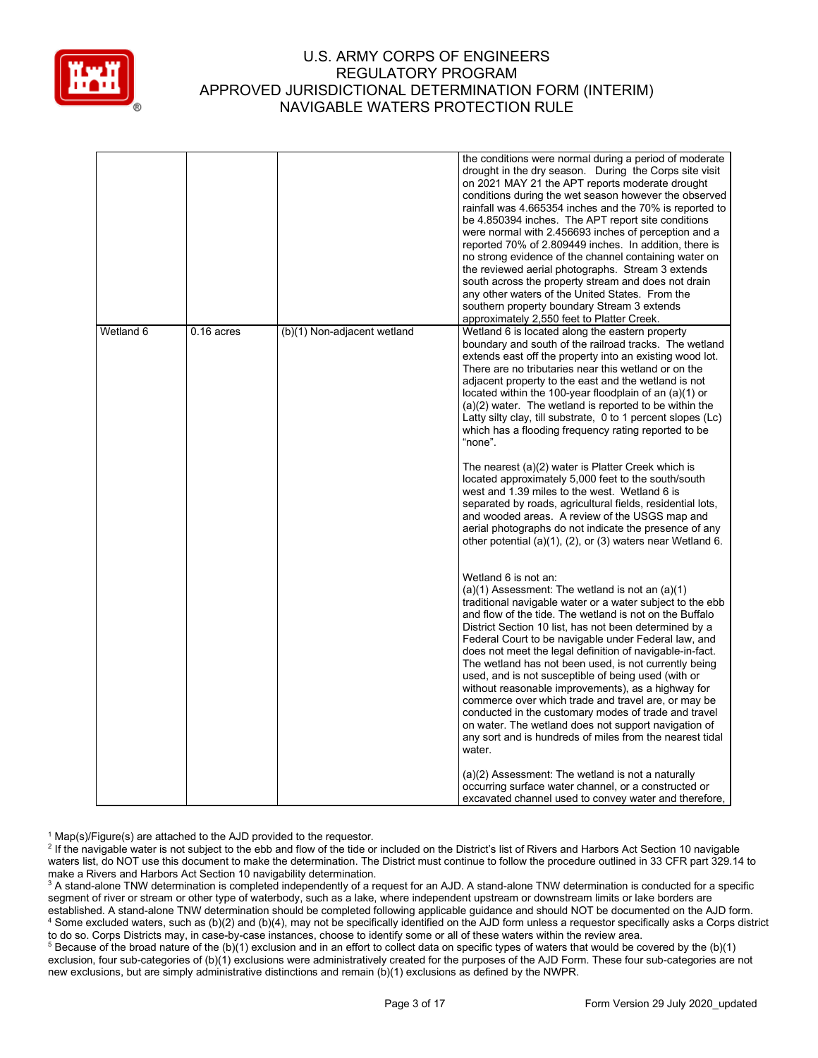| | | | |
|---|---|---|---|
| | | | the conditions were normal during a period of moderate drought in the dry season. During the Corps site visit on 2021 MAY 21 the APT reports moderate drought conditions during the wet season however the observed rainfall was 4.665354 inches and the 70% is reported to be 4.850394 inches. The APT report site conditions were normal with 2.456693 inches of perception and a reported 70% of 2.809449 inches. In addition, there is no strong evidence of the channel containing water on the reviewed aerial photographs. Stream 3 extends south across the property stream and does not drain any other waters of the United States. From the southern property boundary Stream 3 extends approximately 2,550 feet to Platter Creek. |
| Wetland 6 | 0.16 acres | (b)(1) Non-adjacent wetland | Wetland 6 is located along the eastern property boundary and south of the railroad tracks. The wetland extends east off the property into an existing wood lot. There are no tributaries near this wetland or on the adjacent property to the east and the wetland is not located within the 100-year floodplain of an (a)(1) or (a)(2) water. The wetland is reported to be within the Latty silty clay, till substrate, 0 to 1 percent slopes (Lc) which has a flooding frequency rating reported to be "none".<br><br>The nearest (a)(2) water is Platter Creek which is located approximately 5,000 feet to the south/south west and 1.39 miles to the west. Wetland 6 is separated by roads, agricultural fields, residential lots, and wooded areas. A review of the USGS map and aerial photographs do not indicate the presence of any other potential (a)(1), (2), or (3) waters near Wetland 6.<br><br>Wetland 6 is not an:<br>(a)(1) Assessment: The wetland is not an (a)(1) traditional navigable water or a water subject to the ebb and flow of the tide. The wetland is not on the Buffalo District Section 10 list, has not been determined by a Federal Court to be navigable under Federal law, and does not meet the legal definition of navigable-in-fact. The wetland has not been used, is not currently being used, and is not susceptible of being used (with or without reasonable improvements), as a highway for commerce over which trade and travel are, or may be conducted in the customary modes of trade and travel on water. The wetland does not support navigation of any sort and is hundreds of miles from the nearest tidal water.<br><br>(a)(2) Assessment: The wetland is not a naturally occurring surface water channel, or a constructed or excavated channel used to convey water and therefore, |

[1] Map(s)/Figure(s) are attached to the AJD provided to the requestor.
[2] If the navigable water is not subject to the ebb and flow of the tide or included on the District's list of Rivers and Harbors Act Section 10 navigable waters list, do NOT use this document to make the determination. The District must continue to follow the procedure outlined in 33 CFR part 329.14 to make a Rivers and Harbors Act Section 10 navigability determination.
[3] A stand-alone TNW determination is completed independently of a request for an AJD. A stand-alone TNW determination is conducted for a specific segment of river or stream or other type of waterbody, such as a lake, where independent upstream or downstream limits or lake borders are established. A stand-alone TNW determination should be completed following applicable guidance and should NOT be documented on the AJD form.
[4] Some excluded waters, such as (b)(2) and (b)(4), may not be specifically identified on the AJD form unless a requestor specifically asks a Corps district to do so. Corps Districts may, in case-by-case instances, choose to identify some or all of these waters within the review area.
[5] Because of the broad nature of the (b)(1) exclusion and in an effort to collect data on specific types of waters that would be covered by the (b)(1) exclusion, four sub-categories of (b)(1) exclusions were administratively created for the purposes of the AJD Form. These four sub-categories are not new exclusions, but are simply administrative distinctions and remain (b)(1) exclusions as defined by the NWPR.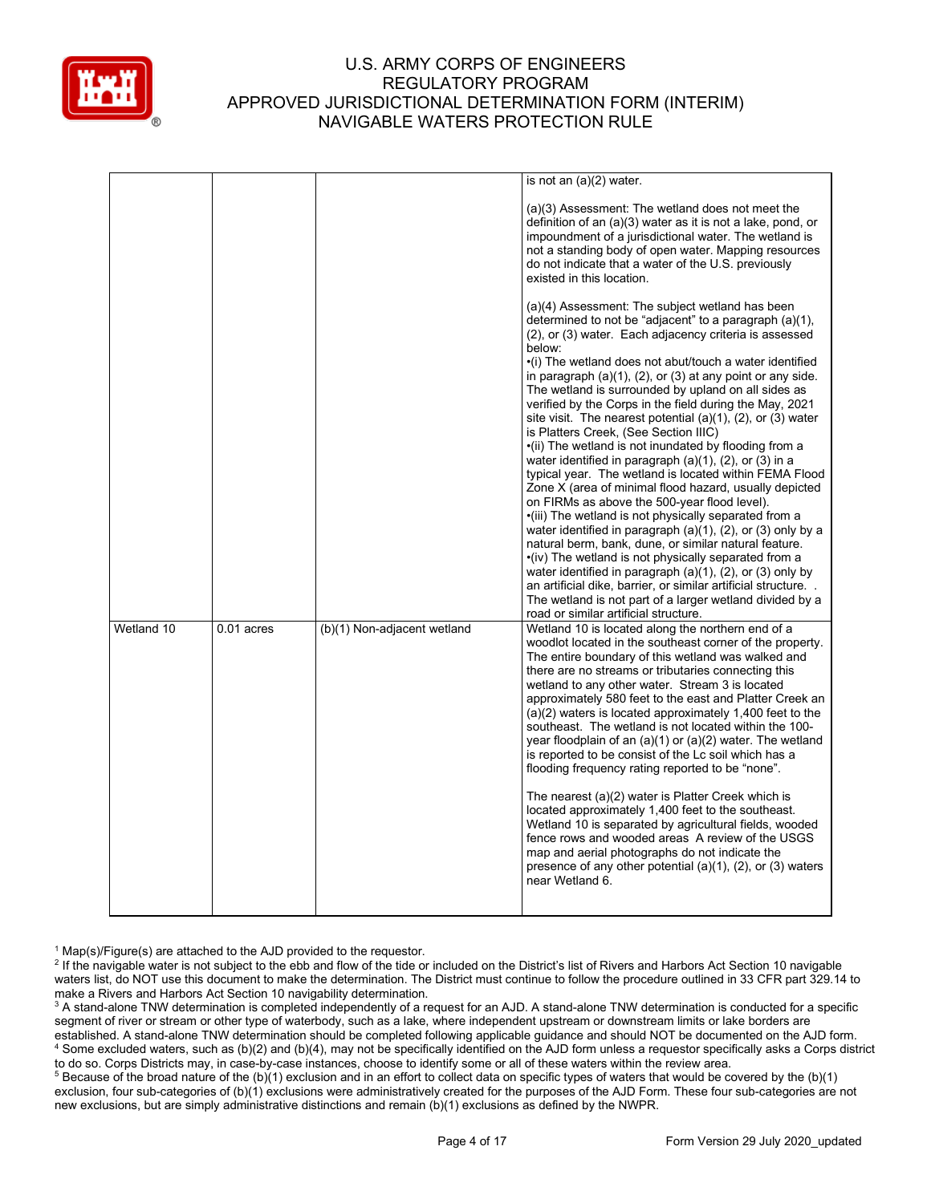| | | | is not an (a)(2) water.<br><br>(a)(3) Assessment: The wetland does not meet the definition of an (a)(3) water as it is not a lake, pond, or impoundment of a jurisdictional water. The wetland is not a standing body of open water. Mapping resources do not indicate that a water of the U.S. previously existed in this location.<br><br>(a)(4) Assessment: The subject wetland has been determined to not be "adjacent" to a paragraph (a)(1), (2), or (3) water. Each adjacency criteria is assessed below:<br>•(i) The wetland does not abut/touch a water identified in paragraph (a)(1), (2), or (3) at any point or any side. The wetland is surrounded by upland on all sides as verified by the Corps in the field during the May, 2021 site visit. The nearest potential (a)(1), (2), or (3) water is Platters Creek, (See Section IIIC)<br>•(ii) The wetland is not inundated by flooding from a water identified in paragraph (a)(1), (2), or (3) in a typical year. The wetland is located within FEMA Flood Zone X (area of minimal flood hazard, usually depicted on FIRMs as above the 500-year flood level).<br>•(iii) The wetland is not physically separated from a water identified in paragraph (a)(1), (2), or (3) only by a natural berm, bank, dune, or similar natural feature.<br>•(iv) The wetland is not physically separated from a water identified in paragraph (a)(1), (2), or (3) only by an artificial dike, barrier, or similar artificial structure. . The wetland is not part of a larger wetland divided by a road or similar artificial structure. |
|---|---|---|---|
| Wetland 10 | 0.01 acres | (b)(1) Non-adjacent wetland | Wetland 10 is located along the northern end of a woodlot located in the southeast corner of the property. The entire boundary of this wetland was walked and there are no streams or tributaries connecting this wetland to any other water. Stream 3 is located approximately 580 feet to the east and Platter Creek an (a)(2) waters is located approximately 1,400 feet to the southeast. The wetland is not located within the 100-year floodplain of an (a)(1) or (a)(2) water. The wetland is reported to be consist of the Lc soil which has a flooding frequency rating reported to be "none".<br><br>The nearest (a)(2) water is Platter Creek which is located approximately 1,400 feet to the southeast. Wetland 10 is separated by agricultural fields, wooded fence rows and wooded areas A review of the USGS map and aerial photographs do not indicate the presence of any other potential (a)(1), (2), or (3) waters near Wetland 6. |

[1] Map(s)/Figure(s) are attached to the AJD provided to the requestor.
[2] If the navigable water is not subject to the ebb and flow of the tide or included on the District's list of Rivers and Harbors Act Section 10 navigable waters list, do NOT use this document to make the determination. The District must continue to follow the procedure outlined in 33 CFR part 329.14 to make a Rivers and Harbors Act Section 10 navigability determination.
[3] A stand-alone TNW determination is completed independently of a request for an AJD. A stand-alone TNW determination is conducted for a specific segment of river or stream or other type of waterbody, such as a lake, where independent upstream or downstream limits or lake borders are established. A stand-alone TNW determination should be completed following applicable guidance and should NOT be documented on the AJD form.
[4] Some excluded waters, such as (b)(2) and (b)(4), may not be specifically identified on the AJD form unless a requestor specifically asks a Corps district to do so. Corps Districts may, in case-by-case instances, choose to identify some or all of these waters within the review area.
[5] Because of the broad nature of the (b)(1) exclusion and in an effort to collect data on specific types of waters that would be covered by the (b)(1) exclusion, four sub-categories of (b)(1) exclusions were administratively created for the purposes of the AJD Form. These four sub-categories are not new exclusions, but are simply administrative distinctions and remain (b)(1) exclusions as defined by the NWPR.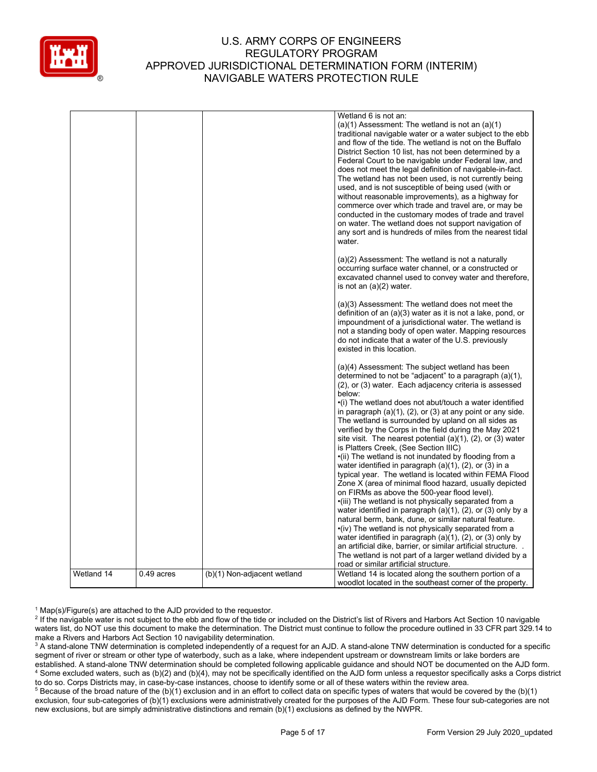| | | | |
|---|---|---|---|
| | | | Wetland 6 is not an:<br>(a)(1) Assessment: The wetland is not an (a)(1) traditional navigable water or a water subject to the ebb and flow of the tide. The wetland is not on the Buffalo District Section 10 list, has not been determined by a Federal Court to be navigable under Federal law, and does not meet the legal definition of navigable-in-fact. The wetland has not been used, is not currently being used, and is not susceptible of being used (with or without reasonable improvements), as a highway for commerce over which trade and travel are, or may be conducted in the customary modes of trade and travel on water. The wetland does not support navigation of any sort and is hundreds of miles from the nearest tidal water.<br><br>(a)(2) Assessment: The wetland is not a naturally occurring surface water channel, or a constructed or excavated channel used to convey water and therefore, is not an (a)(2) water.<br><br>(a)(3) Assessment: The wetland does not meet the definition of an (a)(3) water as it is not a lake, pond, or impoundment of a jurisdictional water. The wetland is not a standing body of open water. Mapping resources do not indicate that a water of the U.S. previously existed in this location.<br><br>(a)(4) Assessment: The subject wetland has been determined to not be "adjacent" to a paragraph (a)(1), (2), or (3) water. Each adjacency criteria is assessed below:<br>•(i) The wetland does not abut/touch a water identified in paragraph (a)(1), (2), or (3) at any point or any side. The wetland is surrounded by upland on all sides as verified by the Corps in the field during the May 2021 site visit. The nearest potential (a)(1), (2), or (3) water is Platters Creek, (See Section IIIC)<br>•(ii) The wetland is not inundated by flooding from a water identified in paragraph (a)(1), (2), or (3) in a typical year. The wetland is located within FEMA Flood Zone X (area of minimal flood hazard, usually depicted on FIRMs as above the 500-year flood level).<br>•(iii) The wetland is not physically separated from a water identified in paragraph (a)(1), (2), or (3) only by a natural berm, bank, dune, or similar natural feature.<br>•(iv) The wetland is not physically separated from a water identified in paragraph (a)(1), (2), or (3) only by an artificial dike, barrier, or similar artificial structure. . The wetland is not part of a larger wetland divided by a road or similar artificial structure. |
| Wetland 14 | 0.49 acres | (b)(1) Non-adjacent wetland | Wetland 14 is located along the southern portion of a woodlot located in the southeast corner of the property. |

[1] Map(s)/Figure(s) are attached to the AJD provided to the requestor.
[2] If the navigable water is not subject to the ebb and flow of the tide or included on the District's list of Rivers and Harbors Act Section 10 navigable waters list, do NOT use this document to make the determination. The District must continue to follow the procedure outlined in 33 CFR part 329.14 to make a Rivers and Harbors Act Section 10 navigability determination.
[3] A stand-alone TNW determination is completed independently of a request for an AJD. A stand-alone TNW determination is conducted for a specific segment of river or stream or other type of waterbody, such as a lake, where independent upstream or downstream limits or lake borders are established. A stand-alone TNW determination should be completed following applicable guidance and should NOT be documented on the AJD form.
[4] Some excluded waters, such as (b)(2) and (b)(4), may not be specifically identified on the AJD form unless a requestor specifically asks a Corps district to do so. Corps Districts may, in case-by-case instances, choose to identify some or all of these waters within the review area.
[5] Because of the broad nature of the (b)(1) exclusion and in an effort to collect data on specific types of waters that would be covered by the (b)(1) exclusion, four sub-categories of (b)(1) exclusions were administratively created for the purposes of the AJD Form. These four sub-categories are not new exclusions, but are simply administrative distinctions and remain (b)(1) exclusions as defined by the NWPR.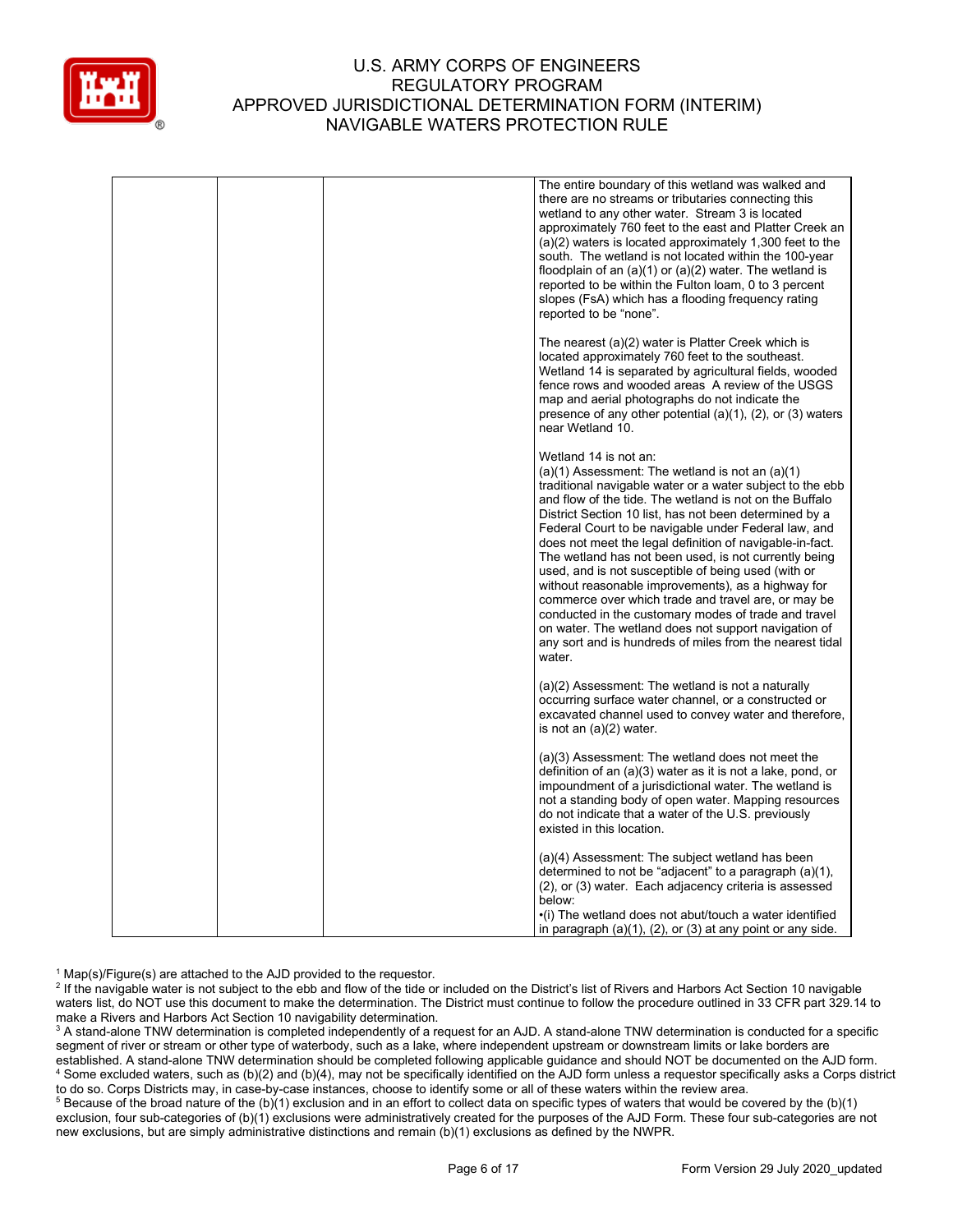| | | | |
|---|---|---|---|
| | | | The entire boundary of this wetland was walked and there are no streams or tributaries connecting this wetland to any other water. Stream 3 is located approximately 760 feet to the east and Platter Creek an (a)(2) waters is located approximately 1,300 feet to the south. The wetland is not located within the 100-year floodplain of an (a)(1) or (a)(2) water. The wetland is reported to be within the Fulton loam, 0 to 3 percent slopes (FsA) which has a flooding frequency rating reported to be "none".<br><br>The nearest (a)(2) water is Platter Creek which is located approximately 760 feet to the southeast. Wetland 14 is separated by agricultural fields, wooded fence rows and wooded areas A review of the USGS map and aerial photographs do not indicate the presence of any other potential (a)(1), (2), or (3) waters near Wetland 10.<br><br>Wetland 14 is not an:<br>(a)(1) Assessment: The wetland is not an (a)(1) traditional navigable water or a water subject to the ebb and flow of the tide. The wetland is not on the Buffalo District Section 10 list, has not been determined by a Federal Court to be navigable under Federal law, and does not meet the legal definition of navigable-in-fact. The wetland has not been used, is not currently being used, and is not susceptible of being used (with or without reasonable improvements), as a highway for commerce over which trade and travel are, or may be conducted in the customary modes of trade and travel on water. The wetland does not support navigation of any sort and is hundreds of miles from the nearest tidal water.<br><br>(a)(2) Assessment: The wetland is not a naturally occurring surface water channel, or a constructed or excavated channel used to convey water and therefore, is not an (a)(2) water.<br><br>(a)(3) Assessment: The wetland does not meet the definition of an (a)(3) water as it is not a lake, pond, or impoundment of a jurisdictional water. The wetland is not a standing body of open water. Mapping resources do not indicate that a water of the U.S. previously existed in this location.<br><br>(a)(4) Assessment: The subject wetland has been determined to not be "adjacent" to a paragraph (a)(1), (2), or (3) water. Each adjacency criteria is assessed below:<br>•(i) The wetland does not abut/touch a water identified in paragraph (a)(1), (2), or (3) at any point or any side. |

[1] Map(s)/Figure(s) are attached to the AJD provided to the requestor.
[2] If the navigable water is not subject to the ebb and flow of the tide or included on the District's list of Rivers and Harbors Act Section 10 navigable waters list, do NOT use this document to make the determination. The District must continue to follow the procedure outlined in 33 CFR part 329.14 to make a Rivers and Harbors Act Section 10 navigability determination.
[3] A stand-alone TNW determination is completed independently of a request for an AJD. A stand-alone TNW determination is conducted for a specific segment of river or stream or other type of waterbody, such as a lake, where independent upstream or downstream limits or lake borders are established. A stand-alone TNW determination should be completed following applicable guidance and should NOT be documented on the AJD form.
[4] Some excluded waters, such as (b)(2) and (b)(4), may not be specifically identified on the AJD form unless a requestor specifically asks a Corps district to do so. Corps Districts may, in case-by-case instances, choose to identify some or all of these waters within the review area.
[5] Because of the broad nature of the (b)(1) exclusion and in an effort to collect data on specific types of waters that would be covered by the (b)(1) exclusion, four sub-categories of (b)(1) exclusions were administratively created for the purposes of the AJD Form. These four sub-categories are not new exclusions, but are simply administrative distinctions and remain (b)(1) exclusions as defined by the NWPR.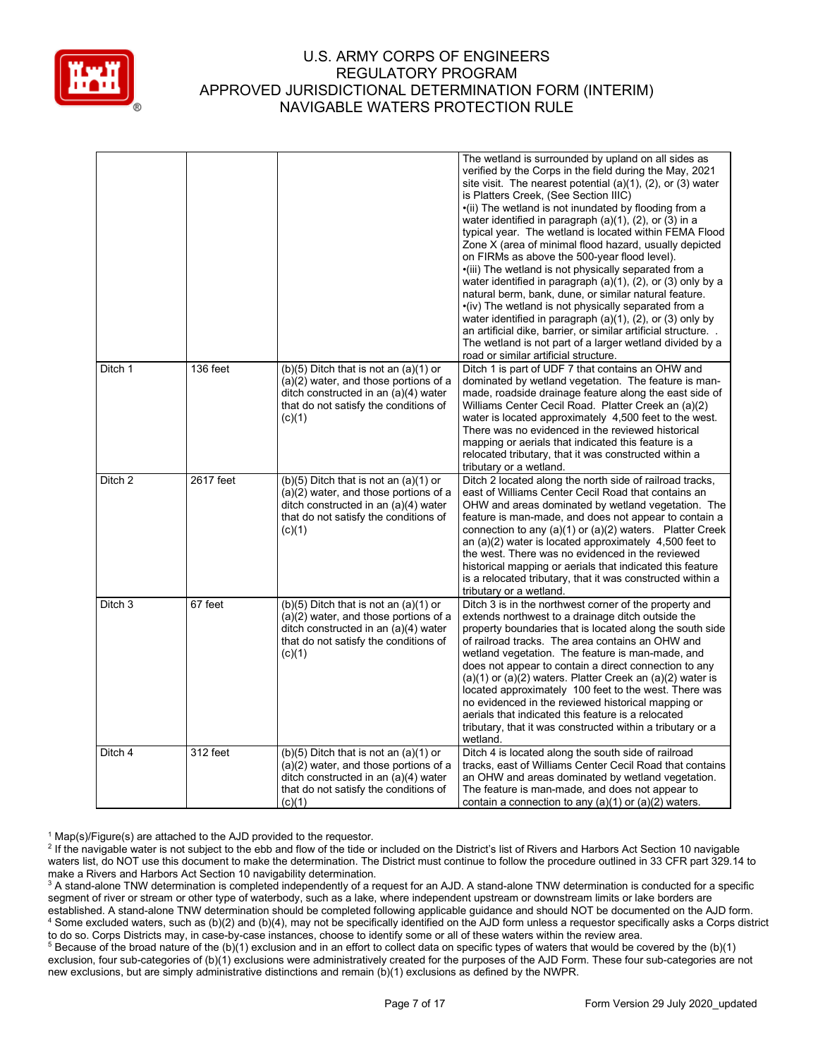| | | | |
|---|---|---|---|
| | | | The wetland is surrounded by upland on all sides as verified by the Corps in the field during the May, 2021 site visit. The nearest potential (a)(1), (2), or (3) water is Platters Creek, (See Section IIIC) •(ii) The wetland is not inundated by flooding from a water identified in paragraph (a)(1), (2), or (3) in a typical year. The wetland is located within FEMA Flood Zone X (area of minimal flood hazard, usually depicted on FIRMs as above the 500-year flood level). •(iii) The wetland is not physically separated from a water identified in paragraph (a)(1), (2), or (3) only by a natural berm, bank, dune, or similar natural feature. •(iv) The wetland is not physically separated from a water identified in paragraph (a)(1), (2), or (3) only by an artificial dike, barrier, or similar artificial structure. . The wetland is not part of a larger wetland divided by a road or similar artificial structure. |
| Ditch 1 | 136 feet | (b)(5) Ditch that is not an (a)(1) or (a)(2) water, and those portions of a ditch constructed in an (a)(4) water that do not satisfy the conditions of (c)(1) | Ditch 1 is part of UDF 7 that contains an OHW and dominated by wetland vegetation. The feature is man-made, roadside drainage feature along the east side of Williams Center Cecil Road. Platter Creek an (a)(2) water is located approximately 4,500 feet to the west. There was no evidenced in the reviewed historical mapping or aerials that indicated this feature is a relocated tributary, that it was constructed within a tributary or a wetland. |
| Ditch 2 | 2617 feet | (b)(5) Ditch that is not an (a)(1) or (a)(2) water, and those portions of a ditch constructed in an (a)(4) water that do not satisfy the conditions of (c)(1) | Ditch 2 located along the north side of railroad tracks, east of Williams Center Cecil Road that contains an OHW and areas dominated by wetland vegetation. The feature is man-made, and does not appear to contain a connection to any (a)(1) or (a)(2) waters. Platter Creek an (a)(2) water is located approximately 4,500 feet to the west. There was no evidenced in the reviewed historical mapping or aerials that indicated this feature is a relocated tributary, that it was constructed within a tributary or a wetland. |
| Ditch 3 | 67 feet | (b)(5) Ditch that is not an (a)(1) or (a)(2) water, and those portions of a ditch constructed in an (a)(4) water that do not satisfy the conditions of (c)(1) | Ditch 3 is in the northwest corner of the property and extends northwest to a drainage ditch outside the property boundaries that is located along the south side of railroad tracks. The area contains an OHW and wetland vegetation. The feature is man-made, and does not appear to contain a direct connection to any (a)(1) or (a)(2) waters. Platter Creek an (a)(2) water is located approximately 100 feet to the west. There was no evidenced in the reviewed historical mapping or aerials that indicated this feature is a relocated tributary, that it was constructed within a tributary or a wetland. |
| Ditch 4 | 312 feet | (b)(5) Ditch that is not an (a)(1) or (a)(2) water, and those portions of a ditch constructed in an (a)(4) water that do not satisfy the conditions of (c)(1) | Ditch 4 is located along the south side of railroad tracks, east of Williams Center Cecil Road that contains an OHW and areas dominated by wetland vegetation. The feature is man-made, and does not appear to contain a connection to any (a)(1) or (a)(2) waters. |

[1] Map(s)/Figure(s) are attached to the AJD provided to the requestor.

[2] If the navigable water is not subject to the ebb and flow of the tide or included on the District's list of Rivers and Harbors Act Section 10 navigable waters list, do NOT use this document to make the determination. The District must continue to follow the procedure outlined in 33 CFR part 329.14 to make a Rivers and Harbors Act Section 10 navigability determination.

[3] A stand-alone TNW determination is completed independently of a request for an AJD. A stand-alone TNW determination is conducted for a specific segment of river or stream or other type of waterbody, such as a lake, where independent upstream or downstream limits or lake borders are established. A stand-alone TNW determination should be completed following applicable guidance and should NOT be documented on the AJD form.

[4] Some excluded waters, such as (b)(2) and (b)(4), may not be specifically identified on the AJD form unless a requestor specifically asks a Corps district to do so. Corps Districts may, in case-by-case instances, choose to identify some or all of these waters within the review area.

[5] Because of the broad nature of the (b)(1) exclusion and in an effort to collect data on specific types of waters that would be covered by the (b)(1) exclusion, four sub-categories of (b)(1) exclusions were administratively created for the purposes of the AJD Form. These four sub-categories are not new exclusions, but are simply administrative distinctions and remain (b)(1) exclusions as defined by the NWPR.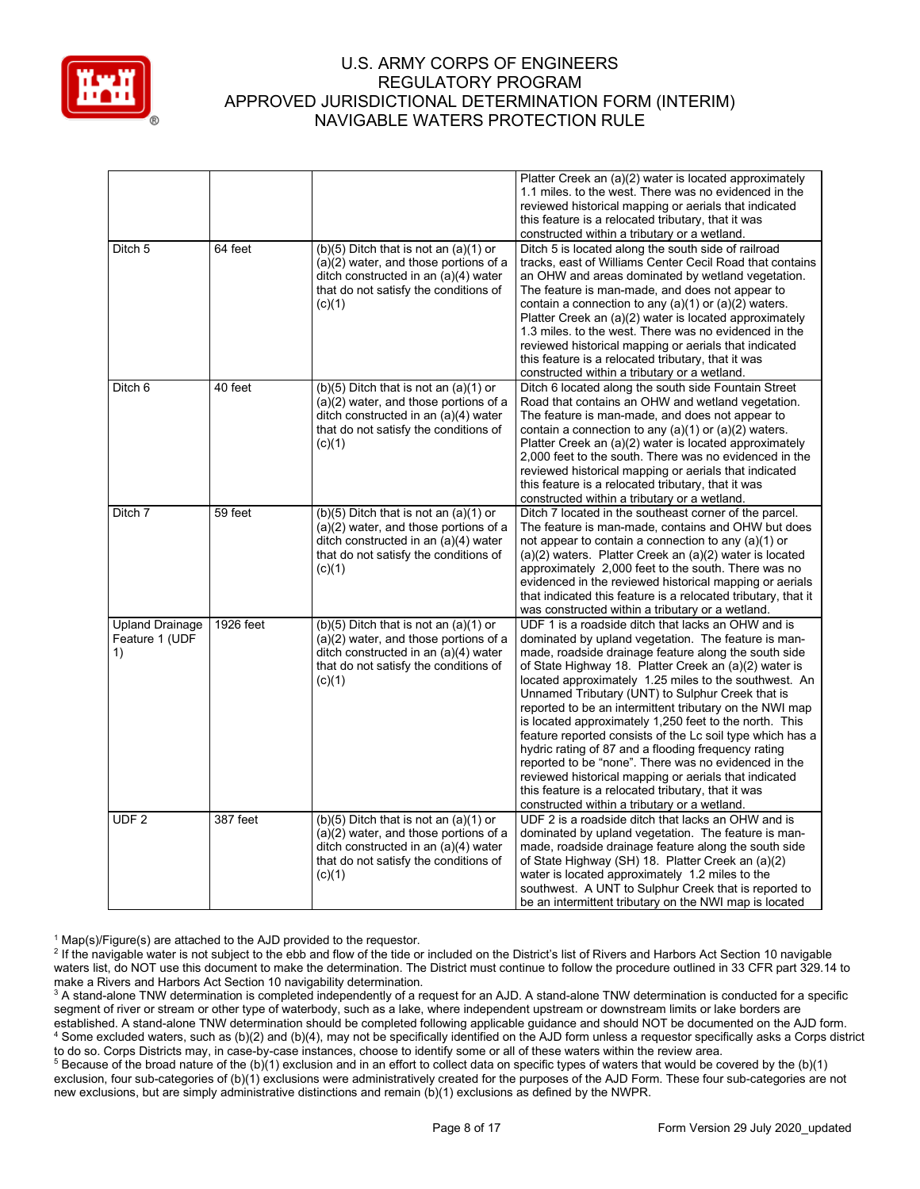| | | | Platter Creek an (a)(2) water is located approximately 1.1 miles. to the west. There was no evidenced in the reviewed historical mapping or aerials that indicated this feature is a relocated tributary, that it was constructed within a tributary or a wetland. |
|---|---|---|---|
| Ditch 5 | 64 feet | (b)(5) Ditch that is not an (a)(1) or (a)(2) water, and those portions of a ditch constructed in an (a)(4) water that do not satisfy the conditions of (c)(1) | Ditch 5 is located along the south side of railroad tracks, east of Williams Center Cecil Road that contains an OHW and areas dominated by wetland vegetation. The feature is man-made, and does not appear to contain a connection to any (a)(1) or (a)(2) waters. Platter Creek an (a)(2) water is located approximately 1.3 miles. to the west. There was no evidenced in the reviewed historical mapping or aerials that indicated this feature is a relocated tributary, that it was constructed within a tributary or a wetland. |
| Ditch 6 | 40 feet | (b)(5) Ditch that is not an (a)(1) or (a)(2) water, and those portions of a ditch constructed in an (a)(4) water that do not satisfy the conditions of (c)(1) | Ditch 6 located along the south side Fountain Street Road that contains an OHW and wetland vegetation. The feature is man-made, and does not appear to contain a connection to any (a)(1) or (a)(2) waters. Platter Creek an (a)(2) water is located approximately 2,000 feet to the south. There was no evidenced in the reviewed historical mapping or aerials that indicated this feature is a relocated tributary, that it was constructed within a tributary or a wetland. |
| Ditch 7 | 59 feet | (b)(5) Ditch that is not an (a)(1) or (a)(2) water, and those portions of a ditch constructed in an (a)(4) water that do not satisfy the conditions of (c)(1) | Ditch 7 located in the southeast corner of the parcel. The feature is man-made, contains and OHW but does not appear to contain a connection to any (a)(1) or (a)(2) waters. Platter Creek an (a)(2) water is located approximately 2,000 feet to the south. There was no evidenced in the reviewed historical mapping or aerials that indicated this feature is a relocated tributary, that it was constructed within a tributary or a wetland. |
| Upland Drainage Feature 1 (UDF 1) | 1926 feet | (b)(5) Ditch that is not an (a)(1) or (a)(2) water, and those portions of a ditch constructed in an (a)(4) water that do not satisfy the conditions of (c)(1) | UDF 1 is a roadside ditch that lacks an OHW and is dominated by upland vegetation. The feature is man-made, roadside drainage feature along the south side of State Highway 18. Platter Creek an (a)(2) water is located approximately 1.25 miles to the southwest. An Unnamed Tributary (UNT) to Sulphur Creek that is reported to be an intermittent tributary on the NWI map is located approximately 1,250 feet to the north. This feature reported consists of the Lc soil type which has a hydric rating of 87 and a flooding frequency rating reported to be "none". There was no evidenced in the reviewed historical mapping or aerials that indicated this feature is a relocated tributary, that it was constructed within a tributary or a wetland. |
| UDF 2 | 387 feet | (b)(5) Ditch that is not an (a)(1) or (a)(2) water, and those portions of a ditch constructed in an (a)(4) water that do not satisfy the conditions of (c)(1) | UDF 2 is a roadside ditch that lacks an OHW and is dominated by upland vegetation. The feature is man-made, roadside drainage feature along the south side of State Highway (SH) 18. Platter Creek an (a)(2) water is located approximately 1.2 miles to the southwest. A UNT to Sulphur Creek that is reported to be an intermittent tributary on the NWI map is located |

[1] Map(s)/Figure(s) are attached to the AJD provided to the requestor.

[2] If the navigable water is not subject to the ebb and flow of the tide or included on the District's list of Rivers and Harbors Act Section 10 navigable waters list, do NOT use this document to make the determination. The District must continue to follow the procedure outlined in 33 CFR part 329.14 to make a Rivers and Harbors Act Section 10 navigability determination.

[3] A stand-alone TNW determination is completed independently of a request for an AJD. A stand-alone TNW determination is conducted for a specific segment of river or stream or other type of waterbody, such as a lake, where independent upstream or downstream limits or lake borders are established. A stand-alone TNW determination should be completed following applicable guidance and should NOT be documented on the AJD form.

[4] Some excluded waters, such as (b)(2) and (b)(4), may not be specifically identified on the AJD form unless a requestor specifically asks a Corps district to do so. Corps Districts may, in case-by-case instances, choose to identify some or all of these waters within the review area.

[5] Because of the broad nature of the (b)(1) exclusion and in an effort to collect data on specific types of waters that would be covered by the (b)(1) exclusion, four sub-categories of (b)(1) exclusions were administratively created for the purposes of the AJD Form. These four sub-categories are not new exclusions, but are simply administrative distinctions and remain (b)(1) exclusions as defined by the NWPR.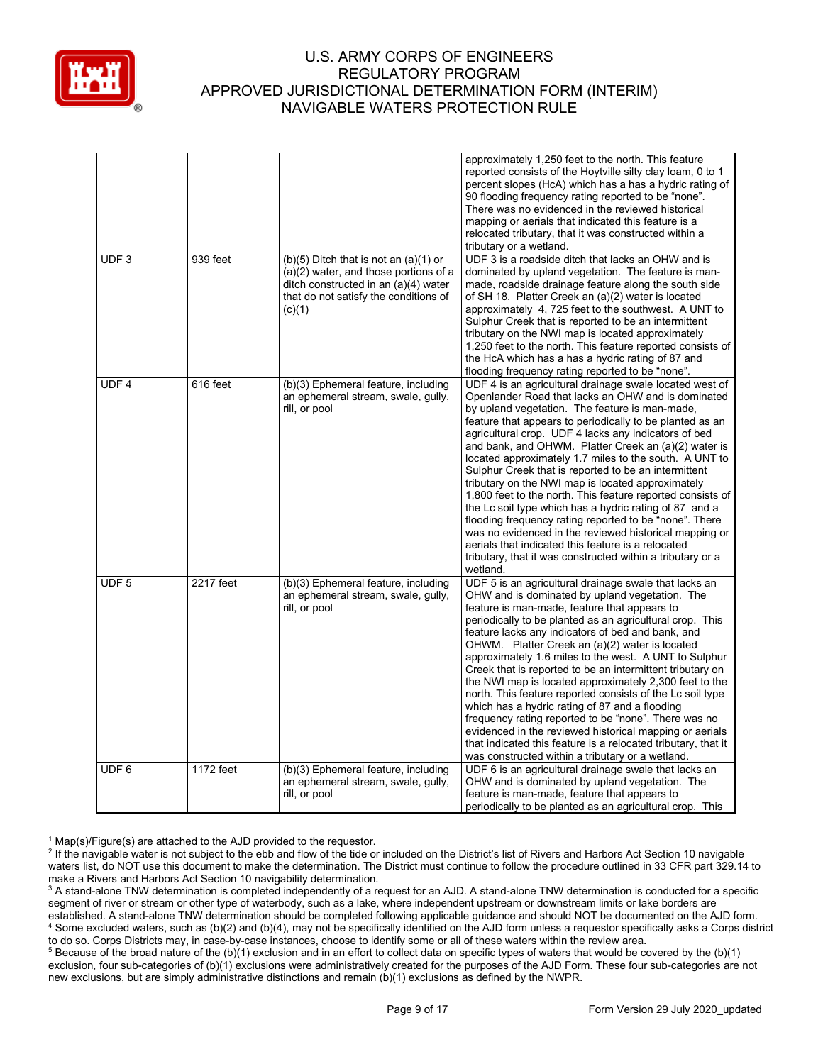| | | | |
|---|---|---|---|
| | | | approximately 1,250 feet to the north. This feature reported consists of the Hoytville silty clay loam, 0 to 1 percent slopes (HcA) which has a has a hydric rating of 90 flooding frequency rating reported to be "none". There was no evidenced in the reviewed historical mapping or aerials that indicated this feature is a relocated tributary, that it was constructed within a tributary or a wetland. |
| UDF 3 | 939 feet | (b)(5) Ditch that is not an (a)(1) or (a)(2) water, and those portions of a ditch constructed in an (a)(4) water that do not satisfy the conditions of (c)(1) | UDF 3 is a roadside ditch that lacks an OHW and is dominated by upland vegetation. The feature is man-made, roadside drainage feature along the south side of SH 18. Platter Creek an (a)(2) water is located approximately 4, 725 feet to the southwest. A UNT to Sulphur Creek that is reported to be an intermittent tributary on the NWI map is located approximately 1,250 feet to the north. This feature reported consists of the HcA which has a has a hydric rating of 87 and flooding frequency rating reported to be "none". |
| UDF 4 | 616 feet | (b)(3) Ephemeral feature, including an ephemeral stream, swale, gully, rill, or pool | UDF 4 is an agricultural drainage swale located west of Openlander Road that lacks an OHW and is dominated by upland vegetation. The feature is man-made, feature that appears to periodically to be planted as an agricultural crop. UDF 4 lacks any indicators of bed and bank, and OHWM. Platter Creek an (a)(2) water is located approximately 1.7 miles to the south. A UNT to Sulphur Creek that is reported to be an intermittent tributary on the NWI map is located approximately 1,800 feet to the north. This feature reported consists of the Lc soil type which has a hydric rating of 87 and a flooding frequency rating reported to be "none". There was no evidenced in the reviewed historical mapping or aerials that indicated this feature is a relocated tributary, that it was constructed within a tributary or a wetland. |
| UDF 5 | 2217 feet | (b)(3) Ephemeral feature, including an ephemeral stream, swale, gully, rill, or pool | UDF 5 is an agricultural drainage swale that lacks an OHW and is dominated by upland vegetation. The feature is man-made, feature that appears to periodically to be planted as an agricultural crop. This feature lacks any indicators of bed and bank, and OHWM. Platter Creek an (a)(2) water is located approximately 1.6 miles to the west. A UNT to Sulphur Creek that is reported to be an intermittent tributary on the NWI map is located approximately 2,300 feet to the north. This feature reported consists of the Lc soil type which has a hydric rating of 87 and a flooding frequency rating reported to be "none". There was no evidenced in the reviewed historical mapping or aerials that indicated this feature is a relocated tributary, that it was constructed within a tributary or a wetland. |
| UDF 6 | 1172 feet | (b)(3) Ephemeral feature, including an ephemeral stream, swale, gully, rill, or pool | UDF 6 is an agricultural drainage swale that lacks an OHW and is dominated by upland vegetation. The feature is man-made, feature that appears to periodically to be planted as an agricultural crop. This |

[1] Map(s)/Figure(s) are attached to the AJD provided to the requestor.
[2] If the navigable water is not subject to the ebb and flow of the tide or included on the District's list of Rivers and Harbors Act Section 10 navigable waters list, do NOT use this document to make the determination. The District must continue to follow the procedure outlined in 33 CFR part 329.14 to make a Rivers and Harbors Act Section 10 navigability determination.
[3] A stand-alone TNW determination is completed independently of a request for an AJD. A stand-alone TNW determination is conducted for a specific segment of river or stream or other type of waterbody, such as a lake, where independent upstream or downstream limits or lake borders are established. A stand-alone TNW determination should be completed following applicable guidance and should NOT be documented on the AJD form.
[4] Some excluded waters, such as (b)(2) and (b)(4), may not be specifically identified on the AJD form unless a requestor specifically asks a Corps district to do so. Corps Districts may, in case-by-case instances, choose to identify some or all of these waters within the review area.
[5] Because of the broad nature of the (b)(1) exclusion and in an effort to collect data on specific types of waters that would be covered by the (b)(1) exclusion, four sub-categories of (b)(1) exclusions were administratively created for the purposes of the AJD Form. These four sub-categories are not new exclusions, but are simply administrative distinctions and remain (b)(1) exclusions as defined by the NWPR.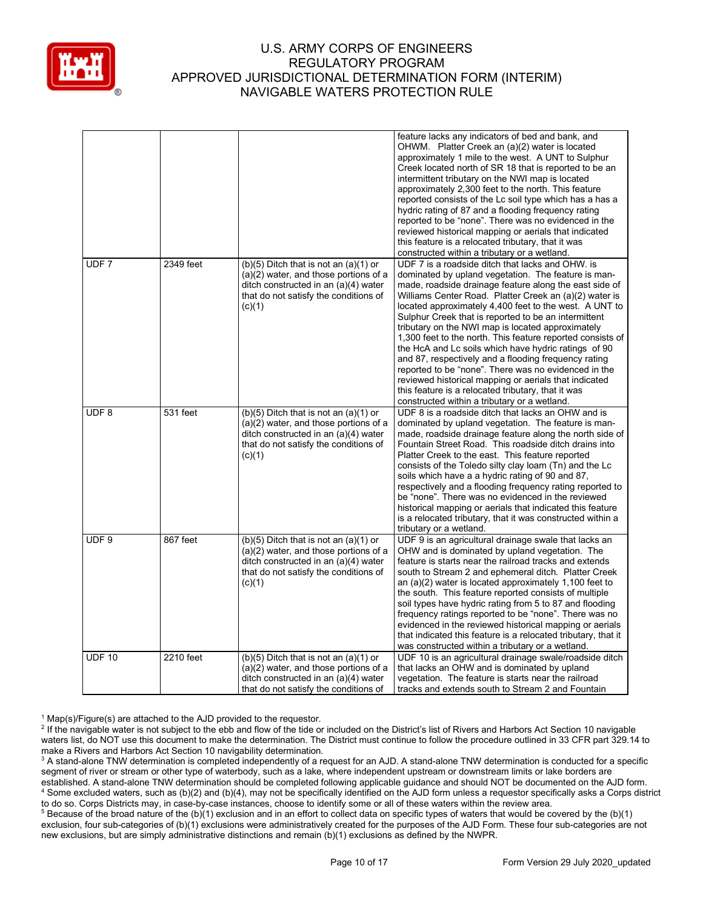| | | | |
|---|---|---|---|
| | | | feature lacks any indicators of bed and bank, and OHWM. Platter Creek an (a)(2) water is located approximately 1 mile to the west. A UNT to Sulphur Creek located north of SR 18 that is reported to be an intermittent tributary on the NWI map is located approximately 2,300 feet to the north. This feature reported consists of the Lc soil type which has a has a hydric rating of 87 and a flooding frequency rating reported to be "none". There was no evidenced in the reviewed historical mapping or aerials that indicated this feature is a relocated tributary, that it was constructed within a tributary or a wetland. |
| UDF 7 | 2349 feet | (b)(5) Ditch that is not an (a)(1) or (a)(2) water, and those portions of a ditch constructed in an (a)(4) water that do not satisfy the conditions of (c)(1) | UDF 7 is a roadside ditch that lacks and OHW. is dominated by upland vegetation. The feature is man-made, roadside drainage feature along the east side of Williams Center Road. Platter Creek an (a)(2) water is located approximately 4,400 feet to the west. A UNT to Sulphur Creek that is reported to be an intermittent tributary on the NWI map is located approximately 1,300 feet to the north. This feature reported consists of the HcA and Lc soils which have hydric ratings of 90 and 87, respectively and a flooding frequency rating reported to be "none". There was no evidenced in the reviewed historical mapping or aerials that indicated this feature is a relocated tributary, that it was constructed within a tributary or a wetland. |
| UDF 8 | 531 feet | (b)(5) Ditch that is not an (a)(1) or (a)(2) water, and those portions of a ditch constructed in an (a)(4) water that do not satisfy the conditions of (c)(1) | UDF 8 is a roadside ditch that lacks an OHW and is dominated by upland vegetation. The feature is man-made, roadside drainage feature along the north side of Fountain Street Road. This roadside ditch drains into Platter Creek to the east. This feature reported consists of the Toledo silty clay loam (Tn) and the Lc soils which have a a hydric rating of 90 and 87, respectively and a flooding frequency rating reported to be "none". There was no evidenced in the reviewed historical mapping or aerials that indicated this feature is a relocated tributary, that it was constructed within a tributary or a wetland. |
| UDF 9 | 867 feet | (b)(5) Ditch that is not an (a)(1) or (a)(2) water, and those portions of a ditch constructed in an (a)(4) water that do not satisfy the conditions of (c)(1) | UDF 9 is an agricultural drainage swale that lacks an OHW and is dominated by upland vegetation. The feature is starts near the railroad tracks and extends south to Stream 2 and ephemeral ditch. Platter Creek an (a)(2) water is located approximately 1,100 feet to the south. This feature reported consists of multiple soil types have hydric rating from 5 to 87 and flooding frequency ratings reported to be "none". There was no evidenced in the reviewed historical mapping or aerials that indicated this feature is a relocated tributary, that it was constructed within a tributary or a wetland. |
| UDF 10 | 2210 feet | (b)(5) Ditch that is not an (a)(1) or (a)(2) water, and those portions of a ditch constructed in an (a)(4) water that do not satisfy the conditions of | UDF 10 is an agricultural drainage swale/roadside ditch that lacks an OHW and is dominated by upland vegetation. The feature is starts near the railroad tracks and extends south to Stream 2 and Fountain |

[1] Map(s)/Figure(s) are attached to the AJD provided to the requestor.
[2] If the navigable water is not subject to the ebb and flow of the tide or included on the District's list of Rivers and Harbors Act Section 10 navigable waters list, do NOT use this document to make the determination. The District must continue to follow the procedure outlined in 33 CFR part 329.14 to make a Rivers and Harbors Act Section 10 navigability determination.
[3] A stand-alone TNW determination is completed independently of a request for an AJD. A stand-alone TNW determination is conducted for a specific segment of river or stream or other type of waterbody, such as a lake, where independent upstream or downstream limits or lake borders are established. A stand-alone TNW determination should be completed following applicable guidance and should NOT be documented on the AJD form.
[4] Some excluded waters, such as (b)(2) and (b)(4), may not be specifically identified on the AJD form unless a requestor specifically asks a Corps district to do so. Corps Districts may, in case-by-case instances, choose to identify some or all of these waters within the review area.
[5] Because of the broad nature of the (b)(1) exclusion and in an effort to collect data on specific types of waters that would be covered by the (b)(1) exclusion, four sub-categories of (b)(1) exclusions were administratively created for the purposes of the AJD Form. These four sub-categories are not new exclusions, but are simply administrative distinctions and remain (b)(1) exclusions as defined by the NWPR.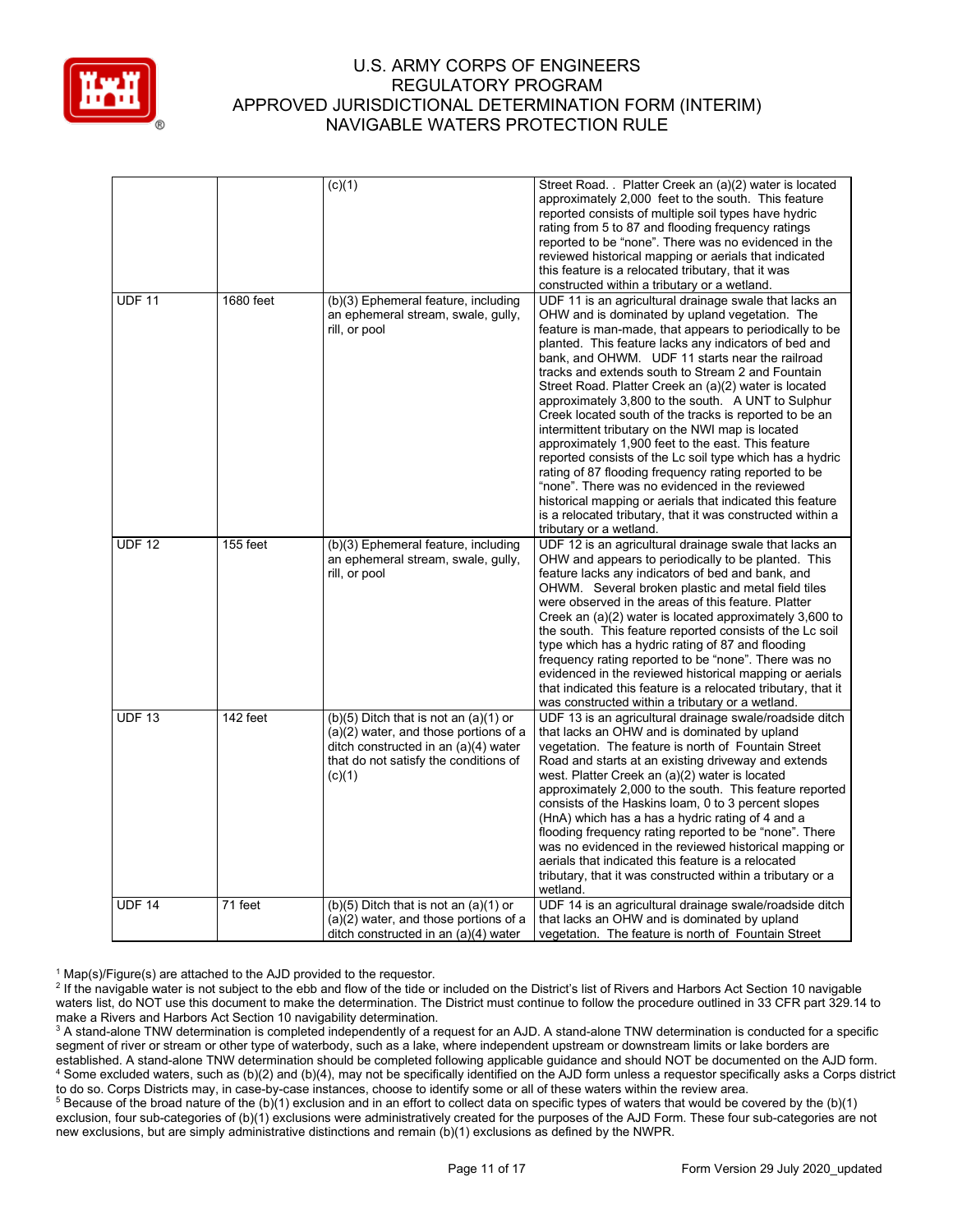| | | (c)(1) | Street Road. . Platter Creek an (a)(2) water is located approximately 2,000 feet to the south. This feature reported consists of multiple soil types have hydric rating from 5 to 87 and flooding frequency ratings reported to be "none". There was no evidenced in the reviewed historical mapping or aerials that indicated this feature is a relocated tributary, that it was constructed within a tributary or a wetland. |
|---|---|---|---|
| UDF 11 | 1680 feet | (b)(3) Ephemeral feature, including an ephemeral stream, swale, gully, rill, or pool | UDF 11 is an agricultural drainage swale that lacks an OHW and is dominated by upland vegetation. The feature is man-made, that appears to periodically to be planted. This feature lacks any indicators of bed and bank, and OHWM. UDF 11 starts near the railroad tracks and extends south to Stream 2 and Fountain Street Road. Platter Creek an (a)(2) water is located approximately 3,800 to the south. A UNT to Sulphur Creek located south of the tracks is reported to be an intermittent tributary on the NWI map is located approximately 1,900 feet to the east. This feature reported consists of the Lc soil type which has a hydric rating of 87 flooding frequency rating reported to be "none". There was no evidenced in the reviewed historical mapping or aerials that indicated this feature is a relocated tributary, that it was constructed within a tributary or a wetland. |
| UDF 12 | 155 feet | (b)(3) Ephemeral feature, including an ephemeral stream, swale, gully, rill, or pool | UDF 12 is an agricultural drainage swale that lacks an OHW and appears to periodically to be planted. This feature lacks any indicators of bed and bank, and OHWM. Several broken plastic and metal field tiles were observed in the areas of this feature. Platter Creek an (a)(2) water is located approximately 3,600 to the south. This feature reported consists of the Lc soil type which has a hydric of 87 and flooding frequency rating reported to be "none". There was no evidenced in the reviewed historical mapping or aerials that indicated this feature is a relocated tributary, that it was constructed within a tributary or a wetland. |
| UDF 13 | 142 feet | (b)(5) Ditch that is not an (a)(1) or (a)(2) water, and those portions of a ditch constructed in an (a)(4) water that do not satisfy the conditions of (c)(1) | UDF 13 is an agricultural drainage swale/roadside ditch that lacks an OHW and is dominated by upland vegetation. The feature is north of Fountain Street Road and starts at an existing driveway and extends west. Platter Creek an (a)(2) water is located approximately 2,000 to the south. This feature reported consists of the Haskins loam, 0 to 3 percent slopes (HnA) which has a has a hydric rating of 4 and a flooding frequency rating reported to be "none". There was no evidenced in the reviewed historical mapping or aerials that indicated this feature is a relocated tributary, that it was constructed within a tributary or a wetland. |
| UDF 14 | 71 feet | (b)(5) Ditch that is not an (a)(1) or (a)(2) water, and those portions of a ditch constructed in an (a)(4) water | UDF 14 is an agricultural drainage swale/roadside ditch that lacks an OHW and is dominated by upland vegetation. The feature is north of Fountain Street |

[1] Map(s)/Figure(s) are attached to the AJD provided to the requestor.

[2] If the navigable water is not subject to the ebb and flow of the tide or included on the District's list of Rivers and Harbors Act Section 10 navigable waters list, do NOT use this document to make the determination. The District must continue to follow the procedure outlined in 33 CFR part 329.14 to make a Rivers and Harbors Act Section 10 navigability determination.

[3] A stand-alone TNW determination is completed independently of a request for an AJD. A stand-alone TNW determination is conducted for a specific segment of river or stream or other type of waterbody, such as a lake, where independent upstream or downstream limits or lake borders are established. A stand-alone TNW determination should be completed following applicable guidance and should NOT be documented on the AJD form.

[4] Some excluded waters, such as (b)(2) and (b)(4), may not be specifically identified on the AJD form unless a requestor specifically asks a Corps district to do so. Corps Districts may, in case-by-case instances, choose to identify some or all of these waters within the review area.

[5] Because of the broad nature of the (b)(1) exclusion and in an effort to collect data on specific types of waters that would be covered by the (b)(1) exclusion, four sub-categories of (b)(1) exclusions were administratively created for the purposes of the AJD Form. These four sub-categories are not new exclusions, but are simply administrative distinctions and remain (b)(1) exclusions as defined by the NWPR.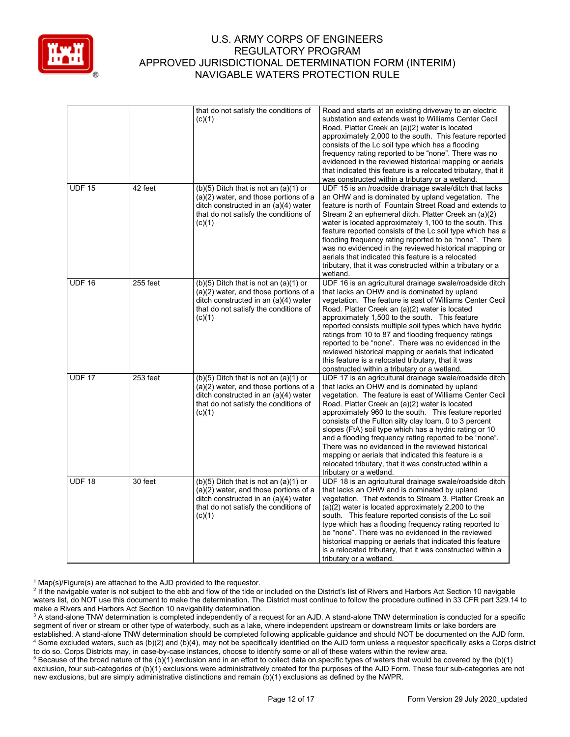| | | that do not satisfy the conditions of (c)(1) | Road and starts at an existing driveway to an electric substation and extends west to Williams Center Cecil Road. Platter Creek an (a)(2) water is located approximately 2,000 to the south. This feature reported consists of the Lc soil type which has a flooding frequency rating reported to be "none". There was no evidenced in the reviewed historical mapping or aerials that indicated this feature is a relocated tributary, that it was constructed within a tributary or a wetland. |
|---|---|---|---|
| UDF 15 | 42 feet | (b)(5) Ditch that is not an (a)(1) or (a)(2) water, and those portions of a ditch constructed in an (a)(4) water that do not satisfy the conditions of (c)(1) | UDF 15 is an /roadside drainage swale/ditch that lacks an OHW and is dominated by upland vegetation. The feature is north of Fountain Street Road and extends to Stream 2 an ephemeral ditch. Platter Creek an (a)(2) water is located approximately 1,100 to the south. This feature reported consists of the Lc soil type which has a flooding frequency rating reported to be "none". There was no evidenced in the reviewed historical mapping or aerials that indicated this feature is a relocated tributary, that it was constructed within a tributary or a wetland. |
| UDF 16 | 255 feet | (b)(5) Ditch that is not an (a)(1) or (a)(2) water, and those portions of a ditch constructed in an (a)(4) water that do not satisfy the conditions of (c)(1) | UDF 16 is an agricultural drainage swale/roadside ditch that lacks an OHW and is dominated by upland vegetation. The feature is east of Williams Center Cecil Road. Platter Creek an (a)(2) water is located approximately 1,500 to the south. This feature reported consists multiple soil types which have hydric ratings from 10 to 87 and flooding frequency ratings reported to be "none". There was no evidenced in the reviewed historical mapping or aerials that indicated this feature is a relocated tributary, that it was constructed within a tributary or a wetland. |
| UDF 17 | 253 feet | (b)(5) Ditch that is not an (a)(1) or (a)(2) water, and those portions of a ditch constructed in an (a)(4) water that do not satisfy the conditions of (c)(1) | UDF 17 is an agricultural drainage swale/roadside ditch that lacks an OHW and is dominated by upland vegetation. The feature is east of Williams Center Cecil Road. Platter Creek an (a)(2) water is located approximately 960 to the south. This feature reported consists of the Fulton silty clay loam, 0 to 3 percent slopes (FtA) soil type which has a hydric rating or 10 and a flooding frequency rating reported to be "none". There was no evidenced in the reviewed historical mapping or aerials that indicated this feature is a relocated tributary, that it was constructed within a tributary or a wetland. |
| UDF 18 | 30 feet | (b)(5) Ditch that is not an (a)(1) or (a)(2) water, and those portions of a ditch constructed in an (a)(4) water that do not satisfy the conditions of (c)(1) | UDF 18 is an agricultural drainage swale/roadside ditch that lacks an OHW and is dominated by upland vegetation. That extends to Stream 3. Platter Creek an (a)(2) water is located approximately 2,200 to the south. This feature reported consists of the Lc soil type which has a flooding frequency rating reported to be "none". There was no evidenced in the reviewed historical mapping or aerials that indicated this feature is a relocated tributary, that it was constructed within a tributary or a wetland. |

[1] Map(s)/Figure(s) are attached to the AJD provided to the requestor.

[2] If the navigable water is not subject to the ebb and flow of the tide or included on the District's list of Rivers and Harbors Act Section 10 navigable waters list, do NOT use this document to make the determination. The District must continue to follow the procedure outlined in 33 CFR part 329.14 to make a Rivers and Harbors Act Section 10 navigability determination.

[3] A stand-alone TNW determination is completed independently of a request for an AJD. A stand-alone TNW determination is conducted for a specific segment of river or stream or other type of waterbody, such as a lake, where independent upstream or downstream limits or lake borders are established. A stand-alone TNW determination should be completed following applicable guidance and should NOT be documented on the AJD form.

[4] Some excluded waters, such as (b)(2) and (b)(4), may not be specifically identified on the AJD form unless a requestor specifically asks a Corps district to do so. Corps Districts may, in case-by-case instances, choose to identify some or all of these waters within the review area.

[5] Because of the broad nature of the (b)(1) exclusion and in an effort to collect data on specific types of waters that would be covered by the (b)(1) exclusion, four sub-categories of (b)(1) exclusions were administratively created for the purposes of the AJD Form. These four sub-categories are not new exclusions, but are simply administrative distinctions and remain (b)(1) exclusions as defined by the NWPR.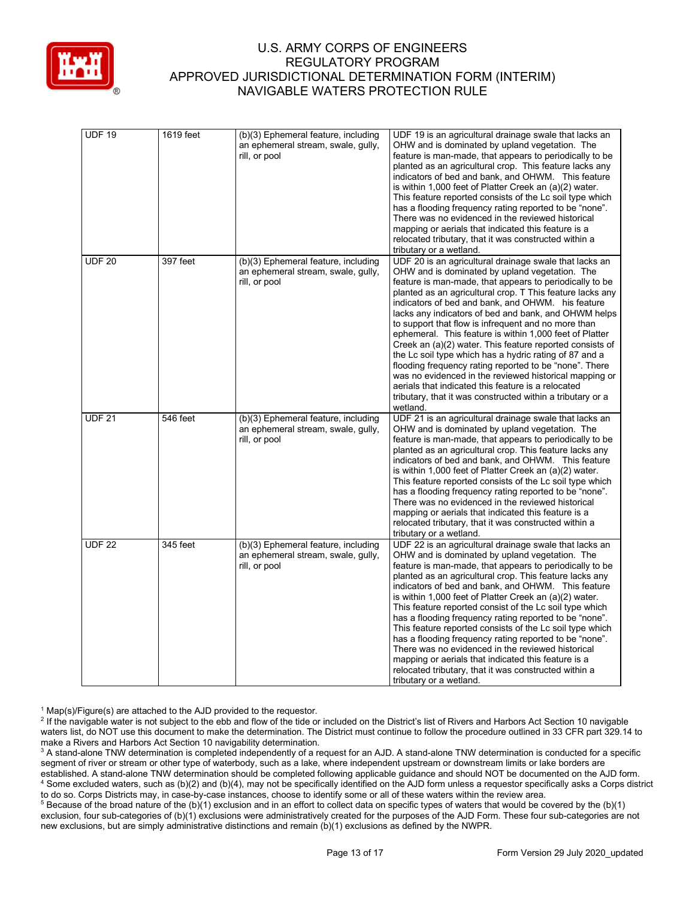| UDF 19 | 1619 feet | (b)(3) Ephemeral feature, including an ephemeral stream, swale, gully, rill, or pool | UDF 19 is an agricultural drainage swale that lacks an OHW and is dominated by upland vegetation. The feature is man-made, that appears to periodically to be planted as an agricultural crop. This feature lacks any indicators of bed and bank, and OHWM. This feature is within 1,000 feet of Platter Creek an (a)(2) water. This feature reported consists of the Lc soil type which has a flooding frequency rating reported to be "none". There was no evidenced in the reviewed historical mapping or aerials that indicated this feature is a relocated tributary, that it was constructed within a tributary or a wetland. |
|---|---|---|---|
| UDF 20 | 397 feet | (b)(3) Ephemeral feature, including an ephemeral stream, swale, gully, rill, or pool | UDF 20 is an agricultural drainage swale that lacks an OHW and is dominated by upland vegetation. The feature is man-made, that appears to periodically to be planted as an agricultural crop. T This feature lacks any indicators of bed and bank, and OHWM. his feature lacks any indicators of bed and bank, and OHWM helps to support that flow is infrequent and no more than ephemeral. This feature is within 1,000 feet of Platter Creek an (a)(2) water. This feature reported consists of the Lc soil type which has a hydric rating of 87 and a flooding frequency rating reported to be "none". There was no evidenced in the reviewed historical mapping or aerials that indicated this feature is a relocated tributary, that it was constructed within a tributary or a wetland. |
| UDF 21 | 546 feet | (b)(3) Ephemeral feature, including an ephemeral stream, swale, gully, rill, or pool | UDF 21 is an agricultural drainage swale that lacks an OHW and is dominated by upland vegetation. The feature is man-made, that appears to periodically to be planted as an agricultural crop. This feature lacks any indicators of bed and bank, and OHWM. This feature is within 1,000 feet of Platter Creek an (a)(2) water. This feature reported consists of the Lc soil type which has a flooding frequency rating reported to be "none". There was no evidenced in the reviewed historical mapping or aerials that indicated this feature is a relocated tributary, that it was constructed within a tributary or a wetland. |
| UDF 22 | 345 feet | (b)(3) Ephemeral feature, including an ephemeral stream, swale, gully, rill, or pool | UDF 22 is an agricultural drainage swale that lacks an OHW and is dominated by upland vegetation. The feature is man-made, that appears to periodically to be planted as an agricultural crop. This feature lacks any indicators of bed and bank, and OHWM. This feature is within 1,000 feet of Platter Creek an (a)(2) water. This feature reported consist of the Lc soil type which has a flooding frequency rating reported to be "none". This feature reported consists of the Lc soil type which has a flooding frequency rating reported to be "none". There was no evidenced in the reviewed historical mapping or aerials that indicated this feature is a relocated tributary, that it was constructed within a tributary or a wetland. |

[1] Map(s)/Figure(s) are attached to the AJD provided to the requestor.

[2] If the navigable water is not subject to the ebb and flow of the tide or included on the District's list of Rivers and Harbors Act Section 10 navigable waters list, do NOT use this document to make the determination. The District must continue to follow the procedure outlined in 33 CFR part 329.14 to make a Rivers and Harbors Act Section 10 navigability determination.

[3] A stand-alone TNW determination is completed independently of a request for an AJD. A stand-alone TNW determination is conducted for a specific segment of river or stream or other type of waterbody, such as a lake, where independent upstream or downstream limits or lake borders are established. A stand-alone TNW determination should be completed following applicable guidance and should NOT be documented on the AJD form.

[4] Some excluded waters, such as (b)(2) and (b)(4), may not be specifically identified on the AJD form unless a requestor specifically asks a Corps district to do so. Corps Districts may, in case-by-case instances, choose to identify some or all of these waters within the review area.

[5] Because of the broad nature of the (b)(1) exclusion and in an effort to collect data on specific types of waters that would be covered by the (b)(1) exclusion, four sub-categories of (b)(1) exclusions were administratively created for the purposes of the AJD Form. These four sub-categories are not new exclusions, but are simply administrative distinctions and remain (b)(1) exclusions as defined by the NWPR.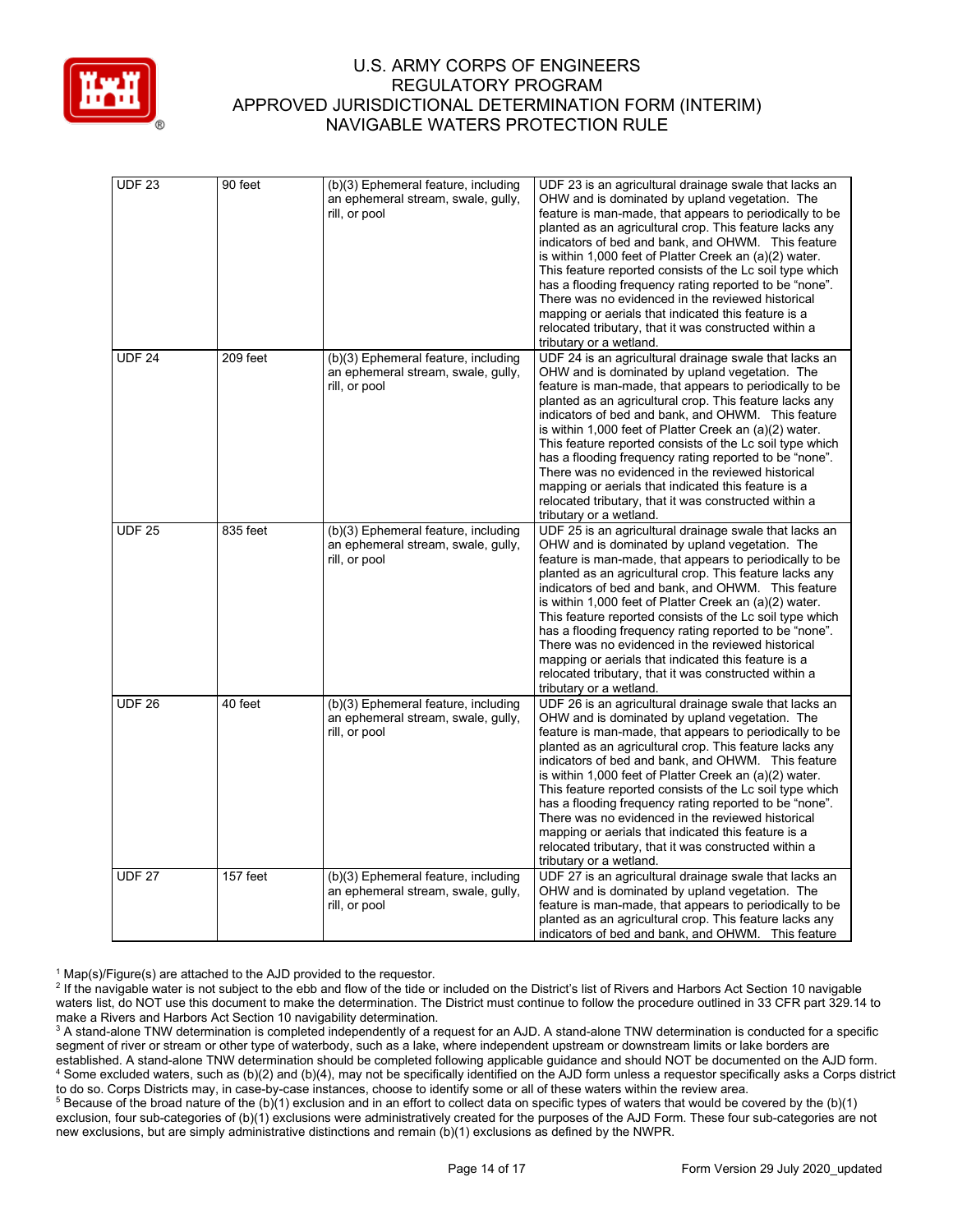| UDF 23 | 90 feet | (b)(3) Ephemeral feature, including an ephemeral stream, swale, gully, rill, or pool | UDF 23 is an agricultural drainage swale that lacks an OHW and is dominated by upland vegetation. The feature is man-made, that appears to periodically to be planted as an agricultural crop. This feature lacks any indicators of bed and bank, and OHWM. This feature is within 1,000 feet of Platter Creek an (a)(2) water. This feature reported consists of the Lc soil type which has a flooding frequency rating reported to be "none". There was no evidenced in the reviewed historical mapping or aerials that indicated this feature is a relocated tributary, that it was constructed within a tributary or a wetland. |
|---|---|---|---|
| UDF 24 | 209 feet | (b)(3) Ephemeral feature, including an ephemeral stream, swale, gully, rill, or pool | UDF 24 is an agricultural drainage swale that lacks an OHW and is dominated by upland vegetation. The feature is man-made, that appears to periodically to be planted as an agricultural crop. This feature lacks any indicators of bed and bank, and OHWM. This feature is within 1,000 feet of Platter Creek an (a)(2) water. This feature reported consists of the Lc soil type which has a flooding frequency rating reported to be "none". There was no evidenced in the reviewed historical mapping or aerials that indicated this feature is a relocated tributary, that it was constructed within a tributary or a wetland. |
| UDF 25 | 835 feet | (b)(3) Ephemeral feature, including an ephemeral stream, swale, gully, rill, or pool | UDF 25 is an agricultural drainage swale that lacks an OHW and is dominated by upland vegetation. The feature is man-made, that appears to periodically to be planted as an agricultural crop. This feature lacks any indicators of bed and bank, and OHWM. This feature is within 1,000 feet of Platter Creek an (a)(2) water. This feature reported consists of the Lc soil type which has a flooding frequency rating reported to be "none". There was no evidenced in the reviewed historical mapping or aerials that indicated this feature is a relocated tributary, that it was constructed within a tributary or a wetland. |
| UDF 26 | 40 feet | (b)(3) Ephemeral feature, including an ephemeral stream, swale, gully, rill, or pool | UDF 26 is an agricultural drainage swale that lacks an OHW and is dominated by upland vegetation. The feature is man-made, that appears to periodically to be planted as an agricultural crop. This feature lacks any indicators of bed and bank, and OHWM. This feature is within 1,000 feet of Platter Creek an (a)(2) water. This feature reported consists of the Lc soil type which has a flooding frequency rating reported to be "none". There was no evidenced in the reviewed historical mapping or aerials that indicated this feature is a relocated tributary, that it was constructed within a tributary or a wetland. |
| UDF 27 | 157 feet | (b)(3) Ephemeral feature, including an ephemeral stream, swale, gully, rill, or pool | UDF 27 is an agricultural drainage swale that lacks an OHW and is dominated by upland vegetation. The feature is man-made, that appears to periodically to be planted as an agricultural crop. This feature lacks any indicators of bed and bank, and OHWM. This feature |

[1] Map(s)/Figure(s) are attached to the AJD provided to the requestor.

[2] If the navigable water is not subject to the ebb and flow of the tide or included on the District's list of Rivers and Harbors Act Section 10 navigable waters list, do NOT use this document to make the determination. The District must continue to follow the procedure outlined in 33 CFR part 329.14 to make a Rivers and Harbors Act Section 10 navigability determination.

[3] A stand-alone TNW determination is completed independently of a request for an AJD. A stand-alone TNW determination is conducted for a specific segment of river or stream or other type of waterbody, such as a lake, where independent upstream or downstream limits or lake borders are established. A stand-alone TNW determination should be completed following applicable guidance and should NOT be documented on the AJD form.

[4] Some excluded waters, such as (b)(2) and (b)(4), may not be specifically identified on the AJD form unless a requestor specifically asks a Corps district to do so. Corps Districts may, in case-by-case instances, choose to identify some or all of these waters within the review area.

[5] Because of the broad nature of the (b)(1) exclusion and in an effort to collect data on specific types of waters that would be covered by the (b)(1) exclusion, four sub-categories of (b)(1) exclusions were administratively created for the purposes of the AJD Form. These four sub-categories are not new exclusions, but are simply administrative distinctions and remain (b)(1) exclusions as defined by the NWPR.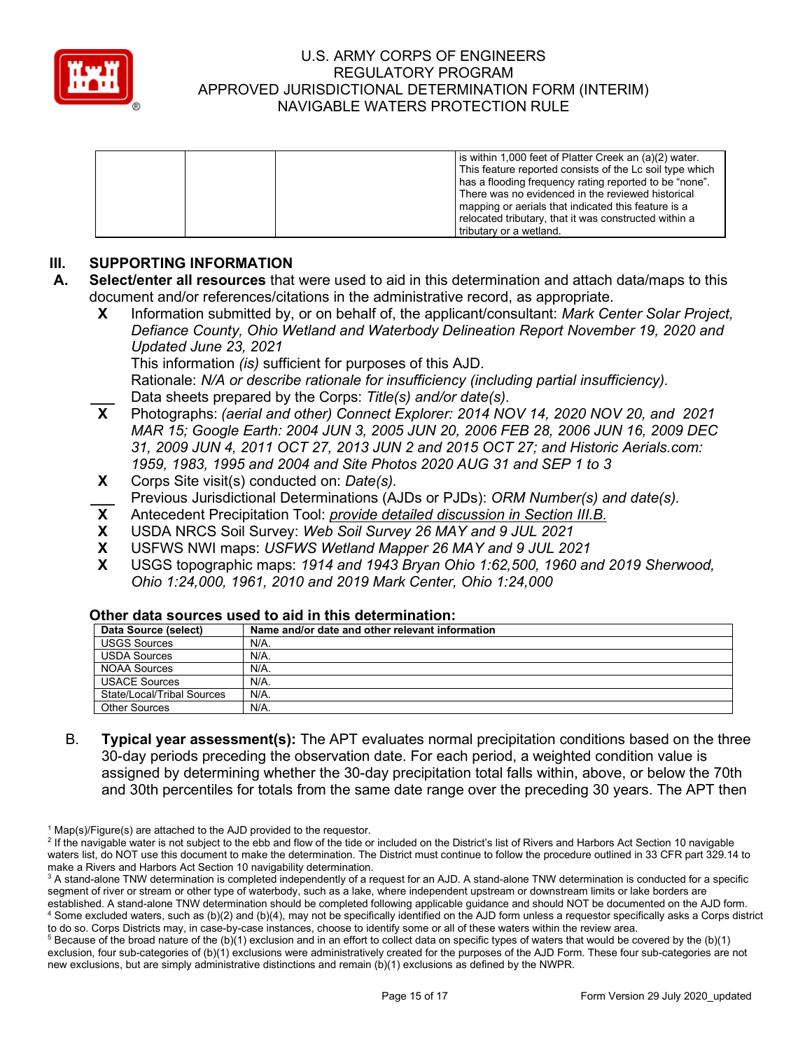| | | | is within 1,000 feet of Platter Creek an (a)(2) water. This feature reported consists of the Lc soil type which has a flooding frequency rating reported to be “none”. There was no evidenced in the reviewed historical mapping or aerials that indicated this feature is a relocated tributary, that it was constructed within a tributary or a wetland. |
|---|---|---|---|

## III. SUPPORTING INFORMATION

**A. Select/enter all resources** that were used to aid in this determination and attach data/maps to this document and/or references/citations in the administrative record, as appropriate.

**X** Information submitted by, or on behalf of, the applicant/consultant: *Mark Center Solar Project, Defiance County, Ohio Wetland and Waterbody Delineation Report November 19, 2020 and Updated June 23, 2021*
This information *(is)* sufficient for purposes of this AJD.
Rationale: *N/A or describe rationale for insufficiency (including partial insufficiency).*

___ Data sheets prepared by the Corps: *Title(s) and/or date(s).*

**X** Photographs: *(aerial and other) Connect Explorer: 2014 NOV 14, 2020 NOV 20, and 2021 MAR 15; Google Earth: 2004 JUN 3, 2005 JUN 20, 2006 FEB 28, 2006 JUN 16, 2009 DEC 31, 2009 JUN 4, 2011 OCT 27, 2013 JUN 2 and 2015 OCT 27; and Historic Aerials.com: 1959, 1983, 1995 and 2004 and Site Photos 2020 AUG 31 and SEP 1 to 3*

**X** Corps Site visit(s) conducted on: *Date(s).*

___ Previous Jurisdictional Determinations (AJDs or PJDs): *ORM Number(s) and date(s).*

**X** Antecedent Precipitation Tool: *provide detailed discussion in Section III.B.*

**X** USDA NRCS Soil Survey: *Web Soil Survey 26 MAY and 9 JUL 2021*

**X** USFWS NWI maps: *USFWS Wetland Mapper 26 MAY and 9 JUL 2021*

**X** USGS topographic maps: *1914 and 1943 Bryan Ohio 1:62,500, 1960 and 2019 Sherwood, Ohio 1:24,000, 1961, 2010 and 2019 Mark Center, Ohio 1:24,000*

### Other data sources used to aid in this determination:

| Data Source (select) | Name and/or date and other relevant information |
|---|---|
| USGS Sources | N/A. |
| USDA Sources | N/A. |
| NOAA Sources | N/A. |
| USACE Sources | N/A. |
| State/Local/Tribal Sources | N/A. |
| Other Sources | N/A. |

B. **Typical year assessment(s):** The APT evaluates normal precipitation conditions based on the three 30-day periods preceding the observation date. For each period, a weighted condition value is assigned by determining whether the 30-day precipitation total falls within, above, or below the 70th and 30th percentiles for totals from the same date range over the preceding 30 years. The APT then

---

[1] Map(s)/Figure(s) are attached to the AJD provided to the requestor.

[2] If the navigable water is not subject to the ebb and flow of the tide or included on the District’s list of Rivers and Harbors Act Section 10 navigable waters list, do NOT use this document to make the determination. The District must continue to follow the procedure outlined in 33 CFR part 329.14 to make a Rivers and Harbors Act Section 10 navigability determination.

[3] A stand-alone TNW determination is completed independently of a request for an AJD. A stand-alone TNW determination is conducted for a specific segment of river or stream or other type of waterbody, such as a lake, where independent upstream or downstream limits or lake borders are established. A stand-alone TNW determination should be completed following applicable guidance and should NOT be documented on the AJD form.

[4] Some excluded waters, such as (b)(2) and (b)(4), may not be specifically identified on the AJD form unless a requestor specifically asks a Corps district to do so. Corps Districts may, in case-by-case instances, choose to identify some or all of these waters within the review area.

[5] Because of the broad nature of the (b)(1) exclusion and in an effort to collect data on specific types of waters that would be covered by the (b)(1) exclusion, four sub-categories of (b)(1) exclusions were administratively created for the purposes of the AJD Form. These four sub-categories are not new exclusions, but are simply administrative distinctions and remain (b)(1) exclusions as defined by the NWPR.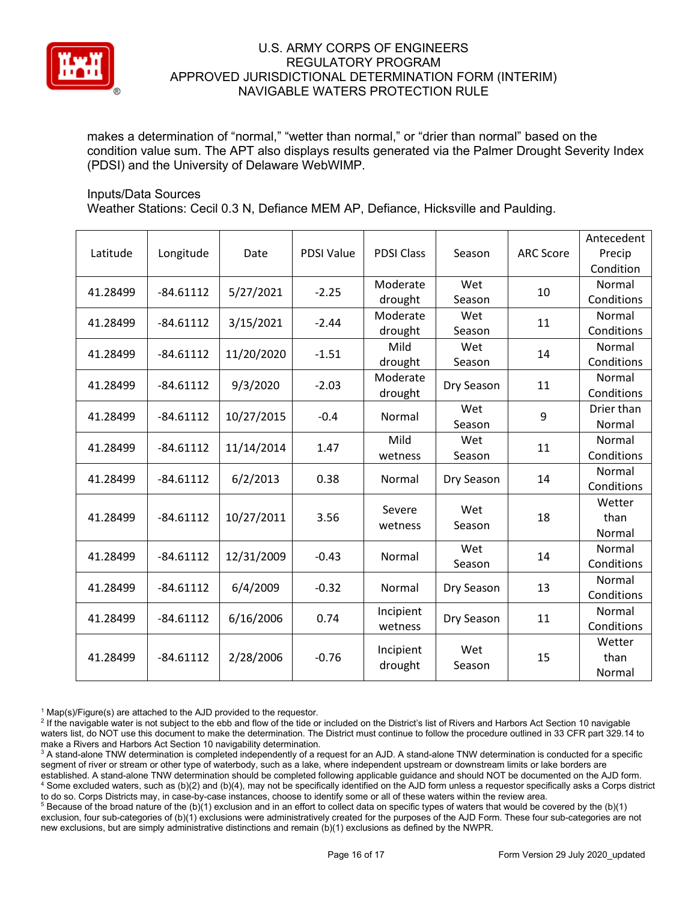makes a determination of "normal," "wetter than normal," or "drier than normal" based on the condition value sum. The APT also displays results generated via the Palmer Drought Severity Index (PDSI) and the University of Delaware WebWIMP.

Inputs/Data Sources
Weather Stations: Cecil 0.3 N, Defiance MEM AP, Defiance, Hicksville and Paulding.

| Latitude | Longitude | Date | PDSI Value | PDSI Class | Season | ARC Score | Antecedent Precip Condition |
|---|---|---|---|---|---|---|---|
| 41.28499 | -84.61112 | 5/27/2021 | -2.25 | Moderate drought | Wet Season | 10 | Normal Conditions |
| 41.28499 | -84.61112 | 3/15/2021 | -2.44 | Moderate drought | Wet Season | 11 | Normal Conditions |
| 41.28499 | -84.61112 | 11/20/2020 | -1.51 | Mild drought | Wet Season | 14 | Normal Conditions |
| 41.28499 | -84.61112 | 9/3/2020 | -2.03 | Moderate drought | Dry Season | 11 | Normal Conditions |
| 41.28499 | -84.61112 | 10/27/2015 | -0.4 | Normal | Wet Season | 9 | Drier than Normal |
| 41.28499 | -84.61112 | 11/14/2014 | 1.47 | Mild wetness | Wet Season | 11 | Normal Conditions |
| 41.28499 | -84.61112 | 6/2/2013 | 0.38 | Normal | Dry Season | 14 | Normal Conditions |
| 41.28499 | -84.61112 | 10/27/2011 | 3.56 | Severe wetness | Wet Season | 18 | Wetter than Normal |
| 41.28499 | -84.61112 | 12/31/2009 | -0.43 | Normal | Wet Season | 14 | Normal Conditions |
| 41.28499 | -84.61112 | 6/4/2009 | -0.32 | Normal | Dry Season | 13 | Normal Conditions |
| 41.28499 | -84.61112 | 6/16/2006 | 0.74 | Incipient wetness | Dry Season | 11 | Normal Conditions |
| 41.28499 | -84.61112 | 2/28/2006 | -0.76 | Incipient drought | Wet Season | 15 | Wetter than Normal |

[1] Map(s)/Figure(s) are attached to the AJD provided to the requestor.
[2] If the navigable water is not subject to the ebb and flow of the tide or included on the District's list of Rivers and Harbors Act Section 10 navigable waters list, do NOT use this document to make the determination. The District must continue to follow the procedure outlined in 33 CFR part 329.14 to make a Rivers and Harbors Act Section 10 navigability determination.
[3] A stand-alone TNW determination is completed independently of a request for an AJD. A stand-alone TNW determination is conducted for a specific segment of river or stream or other type of waterbody, such as a lake, where independent upstream or downstream limits or lake borders are established. A stand-alone TNW determination should be completed following applicable guidance and should NOT be documented on the AJD form.
[4] Some excluded waters, such as (b)(2) and (b)(4), may not be specifically identified on the AJD form unless a requestor specifically asks a Corps district to do so. Corps Districts may, in case-by-case instances, choose to identify some or all of these waters within the review area.
[5] Because of the broad nature of the (b)(1) exclusion and in an effort to collect data on specific types of waters that would be covered by the (b)(1) exclusion, four sub-categories of (b)(1) exclusions were administratively created for the purposes of the AJD Form. These four sub-categories are not new exclusions, but are simply administrative distinctions and remain (b)(1) exclusions as defined by the NWPR.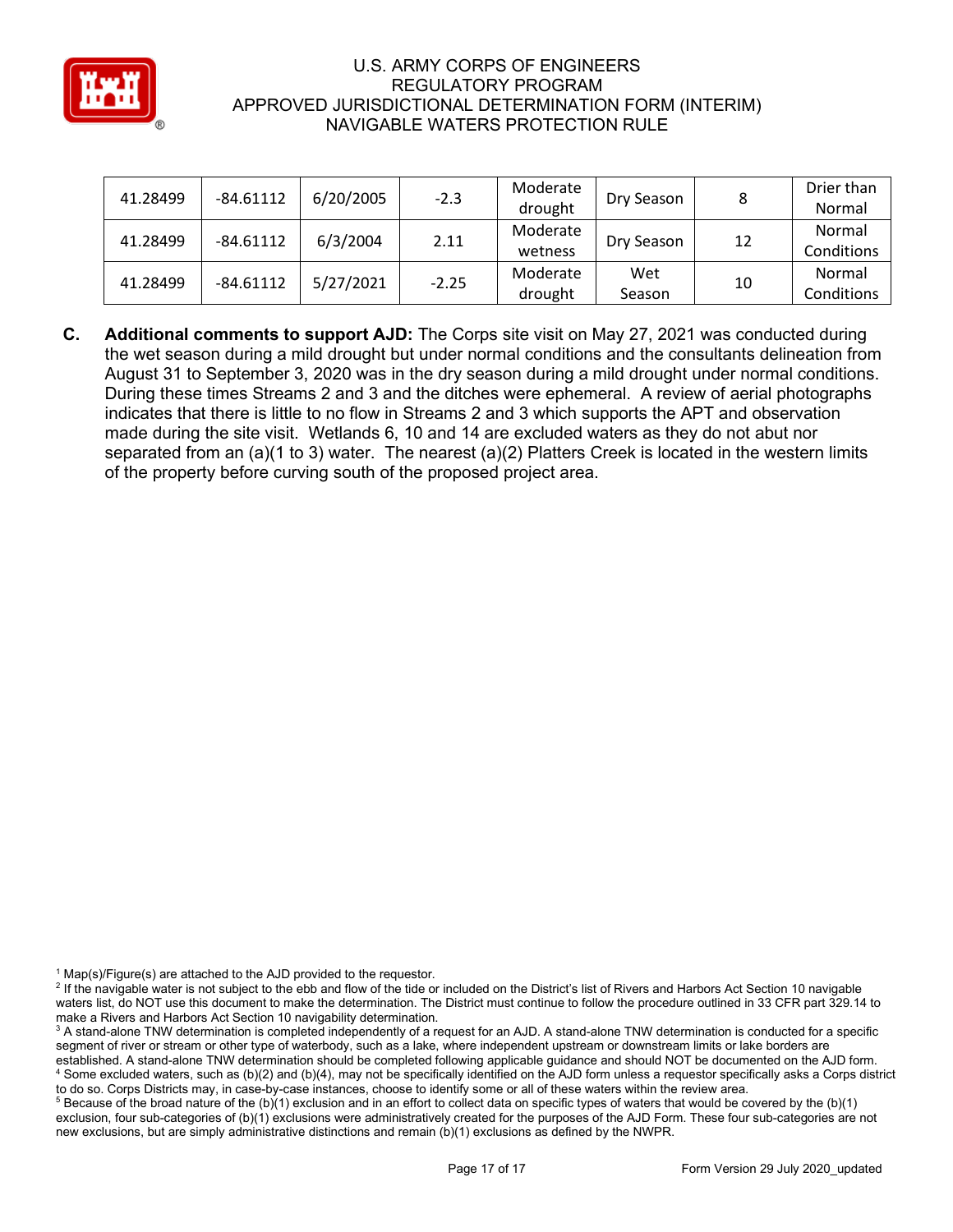| | | | | | | | |
|---|---|---|---|---|---|---|---|
| 41.28499 | -84.61112 | 6/20/2005 | -2.3 | Moderate drought | Dry Season | 8 | Drier than Normal |
| 41.28499 | -84.61112 | 6/3/2004 | 2.11 | Moderate wetness | Dry Season | 12 | Normal Conditions |
| 41.28499 | -84.61112 | 5/27/2021 | -2.25 | Moderate drought | Wet Season | 10 | Normal Conditions |

**C. Additional comments to support AJD:** The Corps site visit on May 27, 2021 was conducted during the wet season during a mild drought but under normal conditions and the consultants delineation from August 31 to September 3, 2020 was in the dry season during a mild drought under normal conditions. During these times Streams 2 and 3 and the ditches were ephemeral. A review of aerial photographs indicates that there is little to no flow in Streams 2 and 3 which supports the APT and observation made during the site visit. Wetlands 6, 10 and 14 are excluded waters as they do not abut nor separated from an (a)(1 to 3) water. The nearest (a)(2) Platters Creek is located in the western limits of the property before curving south of the proposed project area.

[1] Map(s)/Figure(s) are attached to the AJD provided to the requestor.

[2] If the navigable water is not subject to the ebb and flow of the tide or included on the District's list of Rivers and Harbors Act Section 10 navigable waters list, do NOT use this document to make the determination. The District must continue to follow the procedure outlined in 33 CFR part 329.14 to make a Rivers and Harbors Act Section 10 navigability determination.

[3] A stand-alone TNW determination is completed independently of a request for an AJD. A stand-alone TNW determination is conducted for a specific segment of river or stream or other type of waterbody, such as a lake, where independent upstream or downstream limits or lake borders are established. A stand-alone TNW determination should be completed following applicable guidance and should NOT be documented on the AJD form.

[4] Some excluded waters, such as (b)(2) and (b)(4), may not be specifically identified on the AJD form unless a requestor specifically asks a Corps district to do so. Corps Districts may, in case-by-case instances, choose to identify some or all of these waters within the review area.

[5] Because of the broad nature of the (b)(1) exclusion and in an effort to collect data on specific types of waters that would be covered by the (b)(1) exclusion, four sub-categories of (b)(1) exclusions were administratively created for the purposes of the AJD Form. These four sub-categories are not new exclusions, but are simply administrative distinctions and remain (b)(1) exclusions as defined by the NWPR.